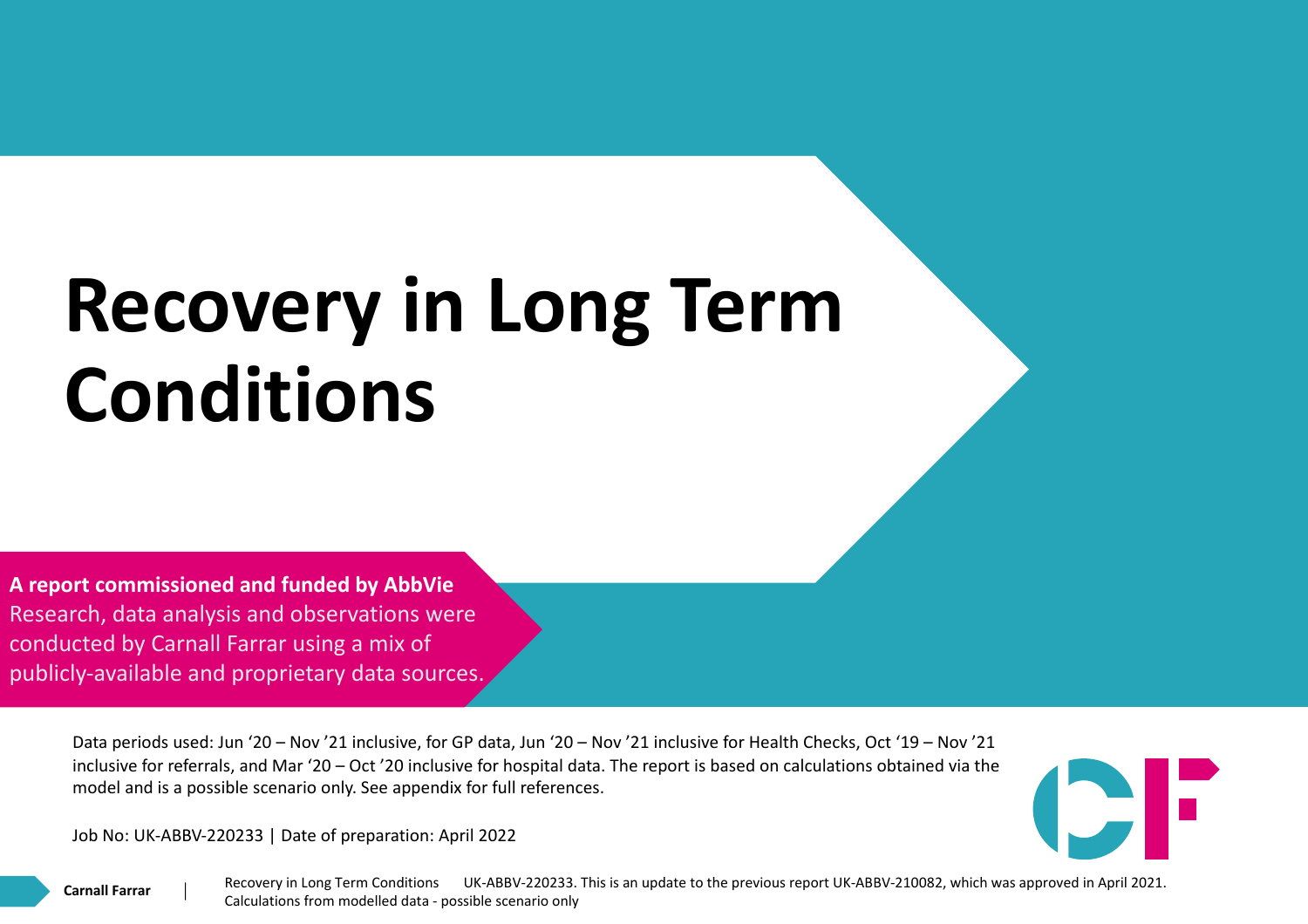# Recovery in Long Term Conditions

**A report commissioned and funded by AbbVie**
Research, data analysis and observations were conducted by Carnall Farrar using a mix of publicly-available and proprietary data sources.

Data periods used: Jun '20 – Nov '21 inclusive, for GP data, Jun '20 – Nov '21 inclusive for Health Checks, Oct '19 – Nov '21 inclusive for referrals, and Mar '20 – Oct '20 inclusive for hospital data. The report is based on calculations obtained via the model and is a possible scenario only. See appendix for full references.

Job No: UK-ABBV-220233 | Date of preparation: April 2022

Recovery in Long Term Conditions UK-ABBV-220233. This is an update to the previous report UK-ABBV-210082, which was approved in April 2021.
Calculations from modelled data - possible scenario only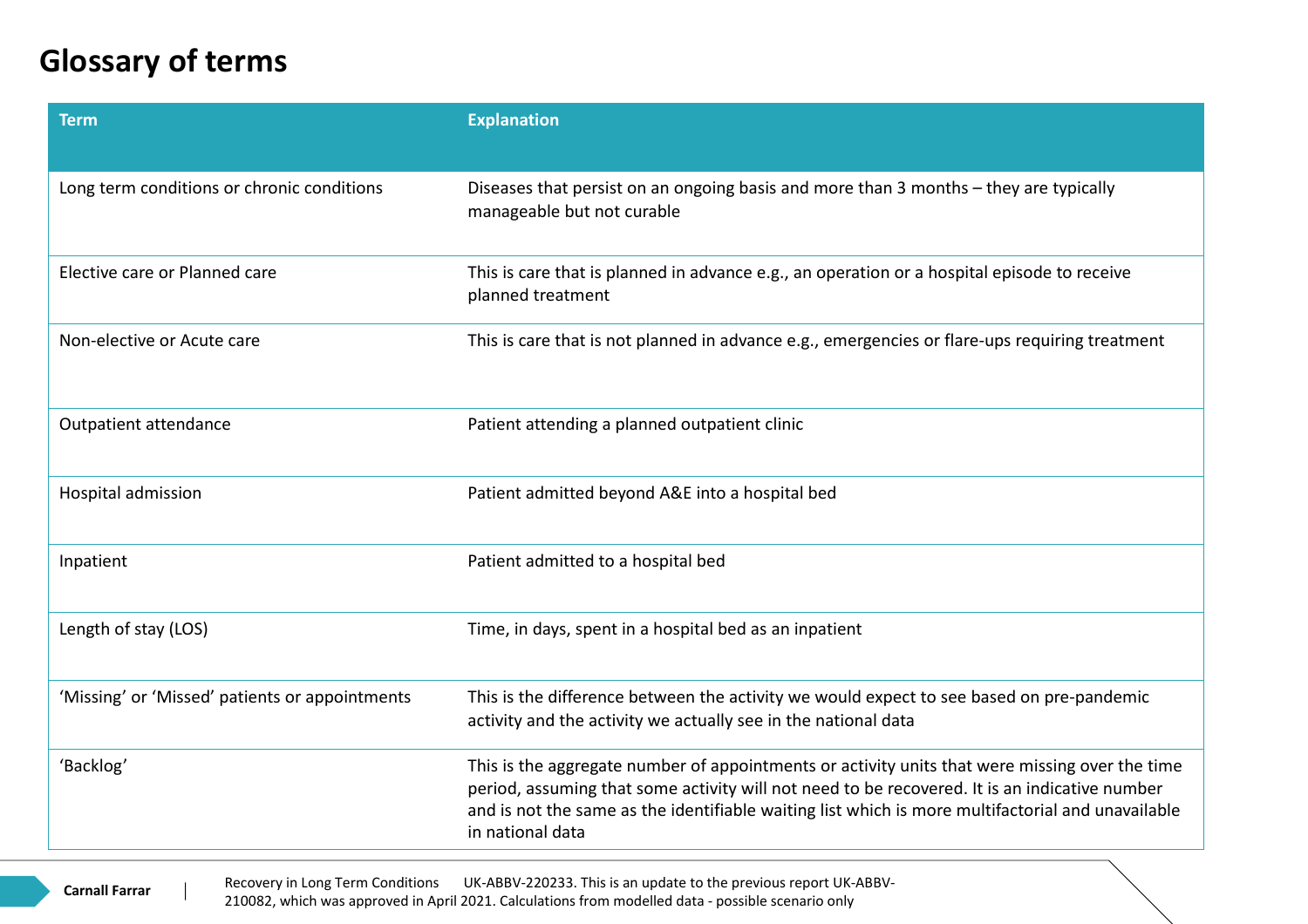# Glossary of terms

| Term | Explanation |
|---|---|
| Long term conditions or chronic conditions | Diseases that persist on an ongoing basis and more than 3 months – they are typically manageable but not curable |
| Elective care or Planned care | This is care that is planned in advance e.g., an operation or a hospital episode to receive planned treatment |
| Non-elective or Acute care | This is care that is not planned in advance e.g., emergencies or flare-ups requiring treatment |
| Outpatient attendance | Patient attending a planned outpatient clinic |
| Hospital admission | Patient admitted beyond A&E into a hospital bed |
| Inpatient | Patient admitted to a hospital bed |
| Length of stay (LOS) | Time, in days, spent in a hospital bed as an inpatient |
| 'Missing' or 'Missed' patients or appointments | This is the difference between the activity we would expect to see based on pre-pandemic activity and the activity we actually see in the national data |
| 'Backlog' | This is the aggregate number of appointments or activity units that were missing over the time period, assuming that some activity will not need to be recovered. It is an indicative number and is not the same as the identifiable waiting list which is more multifactorial and unavailable in national data |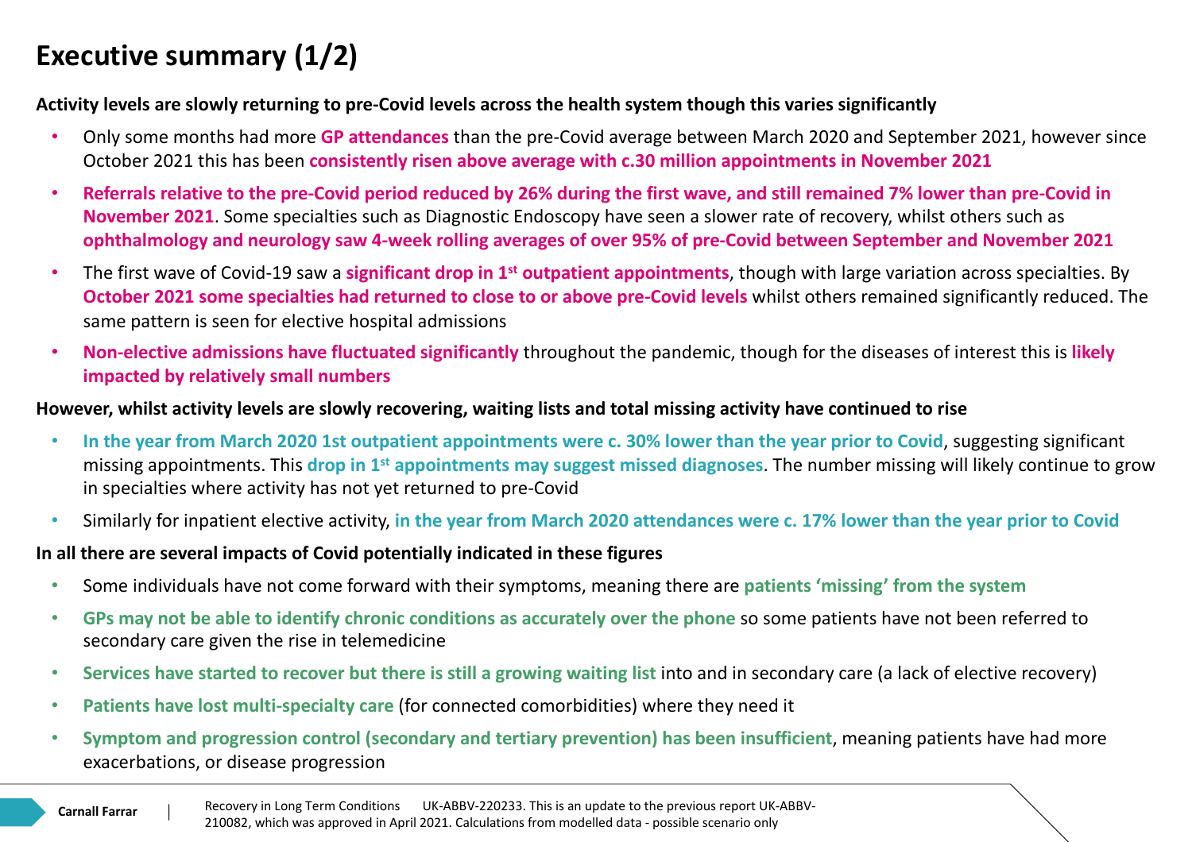# Executive summary (1/2)

**Activity levels are slowly returning to pre-Covid levels across the health system though this varies significantly**

- Only some months had more **GP attendances** than the pre-Covid average between March 2020 and September 2021, however since October 2021 this has been **consistently risen above average with c.30 million appointments in November 2021**
- **Referrals relative to the pre-Covid period reduced by 26% during the first wave, and still remained 7% lower than pre-Covid in November 2021**. Some specialties such as Diagnostic Endoscopy have seen a slower rate of recovery, whilst others such as **ophthalmology and neurology saw 4-week rolling averages of over 95% of pre-Covid between September and November 2021**
- The first wave of Covid-19 saw a **significant drop in 1st outpatient appointments**, though with large variation across specialties. By **October 2021 some specialties had returned to close to or above pre-Covid levels** whilst others remained significantly reduced. The same pattern is seen for elective hospital admissions
- **Non-elective admissions have fluctuated significantly** throughout the pandemic, though for the diseases of interest this is **likely impacted by relatively small numbers**

**However, whilst activity levels are slowly recovering, waiting lists and total missing activity have continued to rise**

- **In the year from March 2020 1st outpatient appointments were c. 30% lower than the year prior to Covid**, suggesting significant missing appointments. This **drop in 1st appointments may suggest missed diagnoses**. The number missing will likely continue to grow in specialties where activity has not yet returned to pre-Covid
- Similarly for inpatient elective activity, **in the year from March 2020 attendances were c. 17% lower than the year prior to Covid**

**In all there are several impacts of Covid potentially indicated in these figures**

- Some individuals have not come forward with their symptoms, meaning there are **patients 'missing' from the system**
- **GPs may not be able to identify chronic conditions as accurately over the phone** so some patients have not been referred to secondary care given the rise in telemedicine
- **Services have started to recover but there is still a growing waiting list** into and in secondary care (a lack of elective recovery)
- **Patients have lost multi-specialty care** (for connected comorbidities) where they need it
- **Symptom and progression control (secondary and tertiary prevention) has been insufficient**, meaning patients have had more exacerbations, or disease progression

Recovery in Long Term Conditions UK-ABBV-220233. This is an update to the previous report UK-ABBV-210082, which was approved in April 2021. Calculations from modelled data - possible scenario only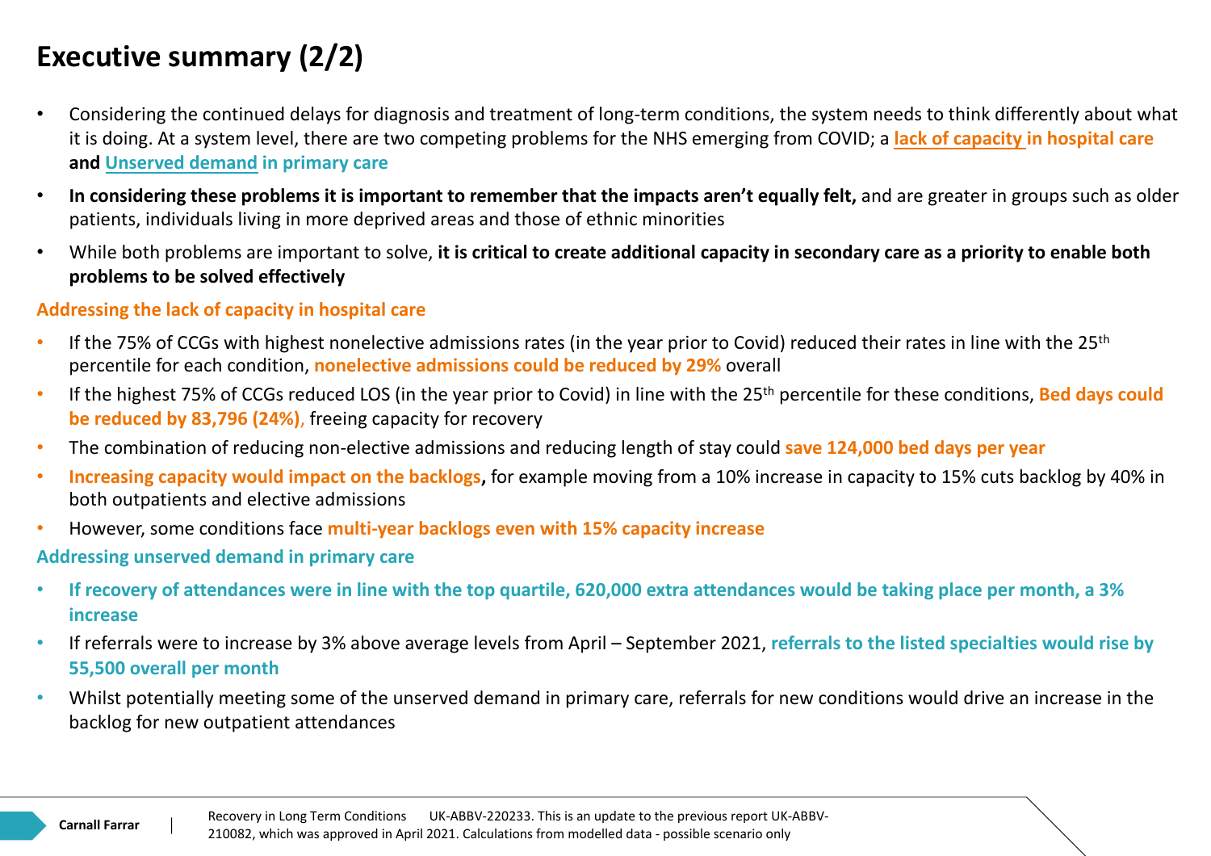# Executive summary (2/2)

- Considering the continued delays for diagnosis and treatment of long-term conditions, the system needs to think differently about what it is doing. At a system level, there are two competing problems for the NHS emerging from COVID; a **lack of capacity in hospital care** **and Unserved demand in primary care**
- **In considering these problems it is important to remember that the impacts aren't equally felt,** and are greater in groups such as older patients, individuals living in more deprived areas and those of ethnic minorities
- While both problems are important to solve, **it is critical to create additional capacity in secondary care as a priority to enable both problems to be solved effectively**

## Addressing the lack of capacity in hospital care

- If the 75% of CCGs with highest nonelective admissions rates (in the year prior to Covid) reduced their rates in line with the 25th percentile for each condition, **nonelective admissions could be reduced by 29%** overall
- If the highest 75% of CCGs reduced LOS (in the year prior to Covid) in line with the 25th percentile for these conditions, **Bed days could be reduced by 83,796 (24%)**, freeing capacity for recovery
- The combination of reducing non-elective admissions and reducing length of stay could **save 124,000 bed days per year**
- **Increasing capacity would impact on the backlogs,** for example moving from a 10% increase in capacity to 15% cuts backlog by 40% in both outpatients and elective admissions
- However, some conditions face **multi-year backlogs even with 15% capacity increase**

## Addressing unserved demand in primary care

- **If recovery of attendances were in line with the top quartile, 620,000 extra attendances would be taking place per month, a 3% increase**
- If referrals were to increase by 3% above average levels from April – September 2021, **referrals to the listed specialties would rise by 55,500 overall per month**
- Whilst potentially meeting some of the unserved demand in primary care, referrals for new conditions would drive an increase in the backlog for new outpatient attendances

Recovery in Long Term Conditions UK-ABBV-220233. This is an update to the previous report UK-ABBV-210082, which was approved in April 2021. Calculations from modelled data - possible scenario only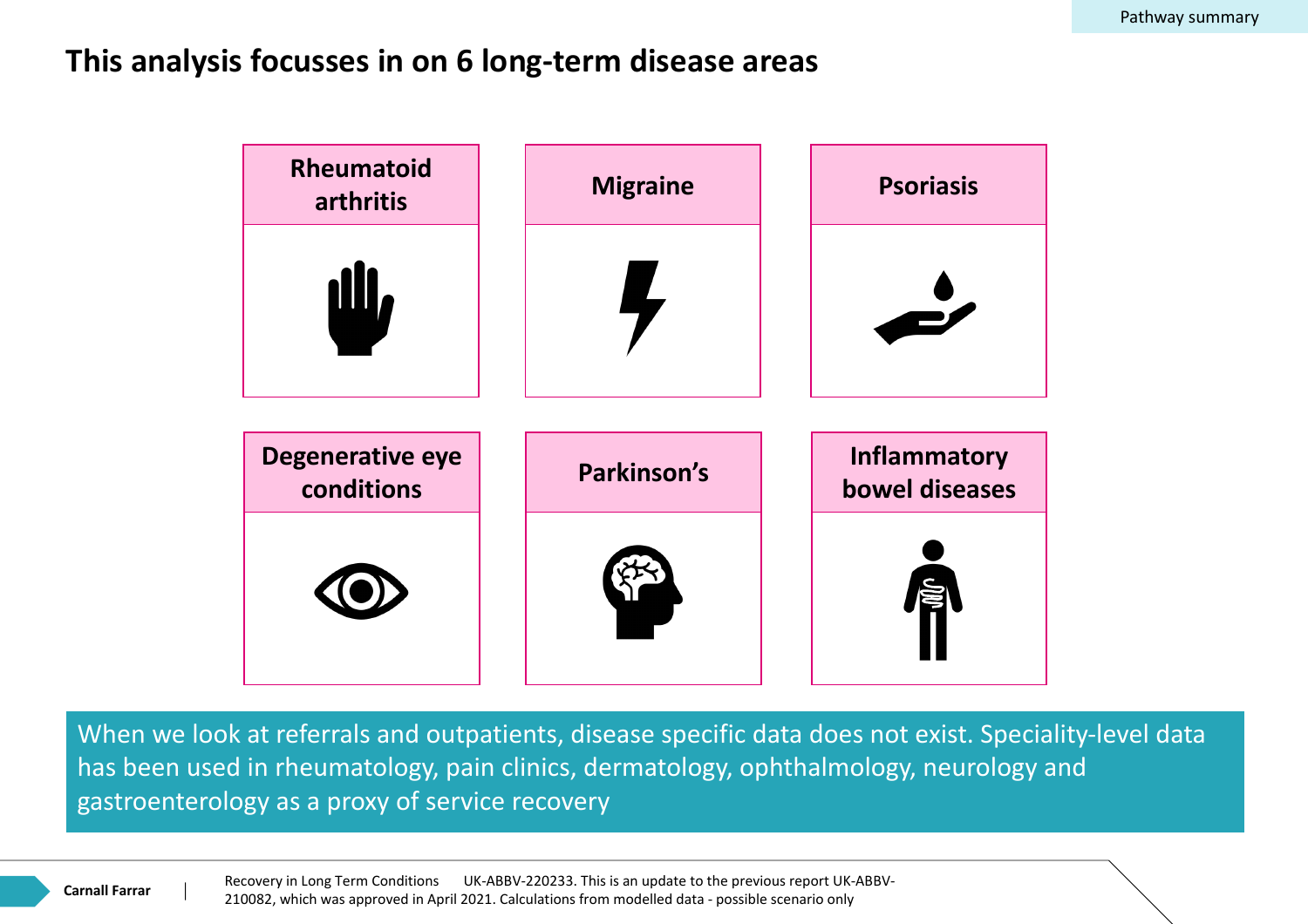# This analysis focusses in on 6 long-term disease areas

- Rheumatoid arthritis
- Migraine
- Psoriasis
- Degenerative eye conditions
- Parkinson's
- Inflammatory bowel diseases

When we look at referrals and outpatients, disease specific data does not exist. Speciality-level data has been used in rheumatology, pain clinics, dermatology, ophthalmology, neurology and gastroenterology as a proxy of service recovery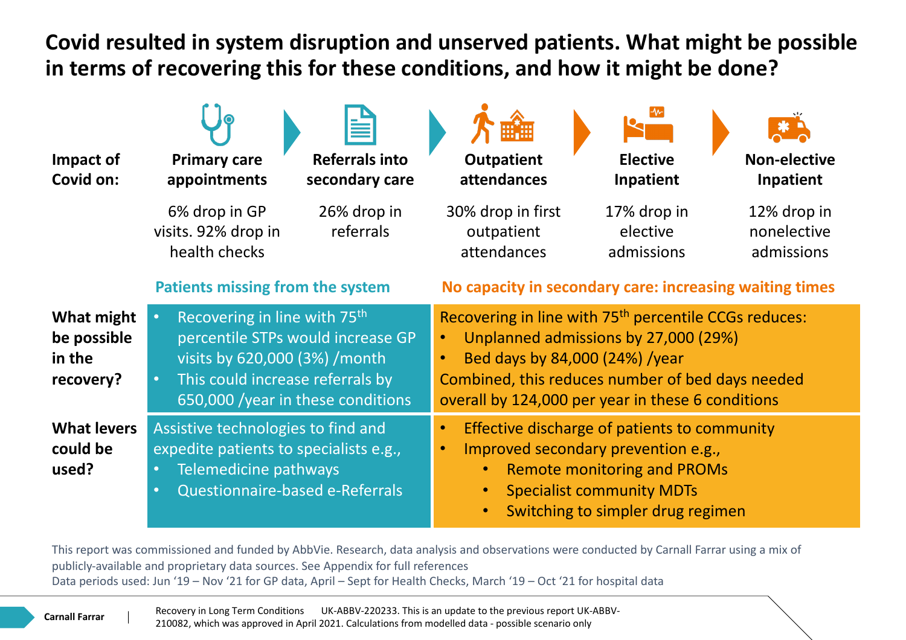# Covid resulted in system disruption and unserved patients. What might be possible in terms of recovering this for these conditions, and how it might be done?

| Impact of Covid on: | Primary care appointments | Referrals into secondary care | Outpatient attendances | Elective Inpatient | Non-elective Inpatient |
|---|---|---|---|---|---|
| | 6% drop in GP visits. 92% drop in health checks | 26% drop in referrals | 30% drop in first outpatient attendances | 17% drop in elective admissions | 12% drop in nonelective admissions |

| | Patients missing from the system | No capacity in secondary care: increasing waiting times |
|---|---|---|
| **What might be possible in the recovery?** | • Recovering in line with 75th percentile STPs would increase GP visits by 620,000 (3%) /month<br>• This could increase referrals by 650,000 /year in these conditions | Recovering in line with 75th percentile CCGs reduces:<br>• Unplanned admissions by 27,000 (29%)<br>• Bed days by 84,000 (24%) /year<br>Combined, this reduces number of bed days needed overall by 124,000 per year in these 6 conditions |
| **What levers could be used?** | Assistive technologies to find and expedite patients to specialists e.g.,<br>• Telemedicine pathways<br>• Questionnaire-based e-Referrals | • Effective discharge of patients to community<br>• Improved secondary prevention e.g.,<br>  • Remote monitoring and PROMs<br>  • Specialist community MDTs<br>  • Switching to simpler drug regimen |

This report was commissioned and funded by AbbVie. Research, data analysis and observations were conducted by Carnall Farrar using a mix of publicly-available and proprietary data sources. See Appendix for full references

Data periods used: Jun '19 – Nov '21 for GP data, April – Sept for Health Checks, March '19 – Oct '21 for hospital data

Recovery in Long Term Conditions UK-ABBV-220233. This is an update to the previous report UK-ABBV-210082, which was approved in April 2021. Calculations from modelled data - possible scenario only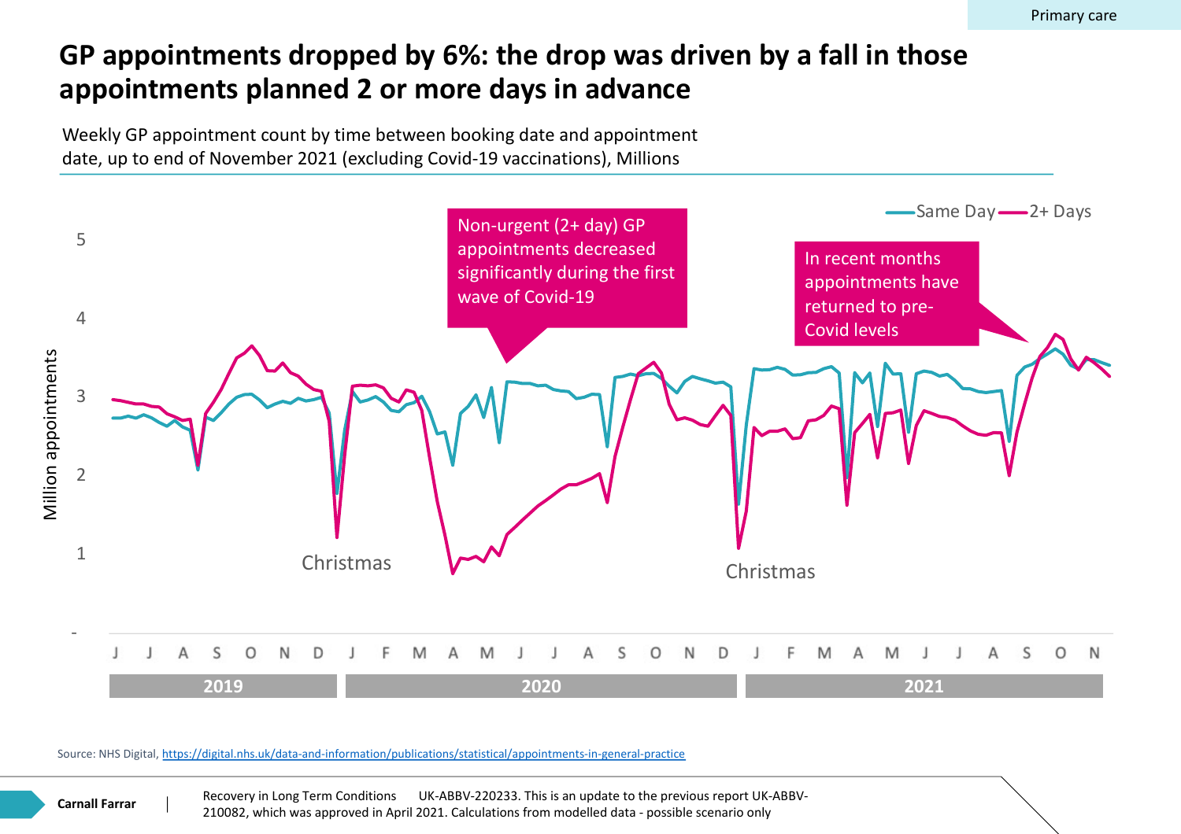Primary care

# GP appointments dropped by 6%: the drop was driven by a fall in those appointments planned 2 or more days in advance

Weekly GP appointment count by time between booking date and appointment date, up to end of November 2021 (excluding Covid-19 vaccinations), Millions

Non-urgent (2+ day) GP appointments decreased significantly during the first wave of Covid-19

In recent months appointments have returned to pre-Covid levels

Same Day — 2+ Days

Million appointments

5, 4, 3, 2, 1, -

Christmas

Christmas

J J A S O N D J F M A M J J A S O N D J F M A M J J A S O N

2019 | 2020 | 2021

Source: NHS Digital, https://digital.nhs.uk/data-and-information/publications/statistical/appointments-in-general-practice

Carnall Farrar | Recovery in Long Term Conditions UK-ABBV-220233. This is an update to the previous report UK-ABBV-210082, which was approved in April 2021. Calculations from modelled data - possible scenario only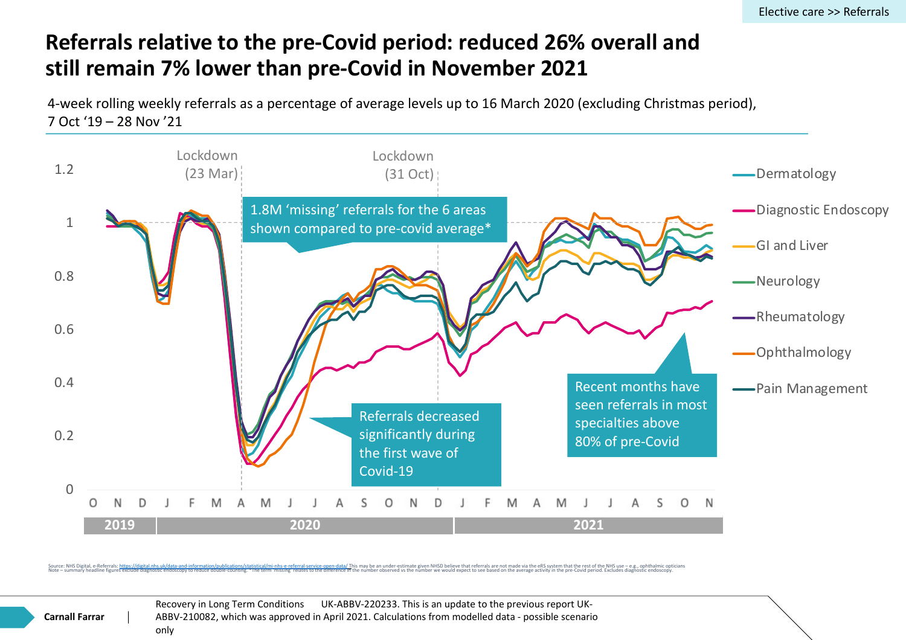Elective care >> Referrals

# Referrals relative to the pre-Covid period: reduced 26% overall and still remain 7% lower than pre-Covid in November 2021

4-week rolling weekly referrals as a percentage of average levels up to 16 March 2020 (excluding Christmas period), 7 Oct '19 – 28 Nov '21

Lockdown (23 Mar)

Lockdown (31 Oct)

1.8M 'missing' referrals for the 6 areas shown compared to pre-covid average*

Referrals decreased significantly during the first wave of Covid-19

Recent months have seen referrals in most specialties above 80% of pre-Covid

- Dermatology
- Diagnostic Endoscopy
- GI and Liver
- Neurology
- Rheumatology
- Ophthalmology
- Pain Management

Source: NHS Digital, e-Referrals: https://digital.nhs.uk/data-and-information/publications/statistical/mi-nhs-e-referral-service-open-data/ This may be an under-estimate given NHSD believe that referrals are not made via the eRS system that the rest of the NHS use – e.g., ophthalmic opticians
Note – summary headline figures exclude diagnostic endoscopy to reduce double-counting. *The term 'missing' relates to the difference in the number observed vs the number we would expect to see based on the average activity in the pre-Covid period. Excludes diagnostic endoscopy.

Carnall Farrar | Recovery in Long Term Conditions UK-ABBV-220233. This is an update to the previous report UK-ABBV-210082, which was approved in April 2021. Calculations from modelled data - possible scenario only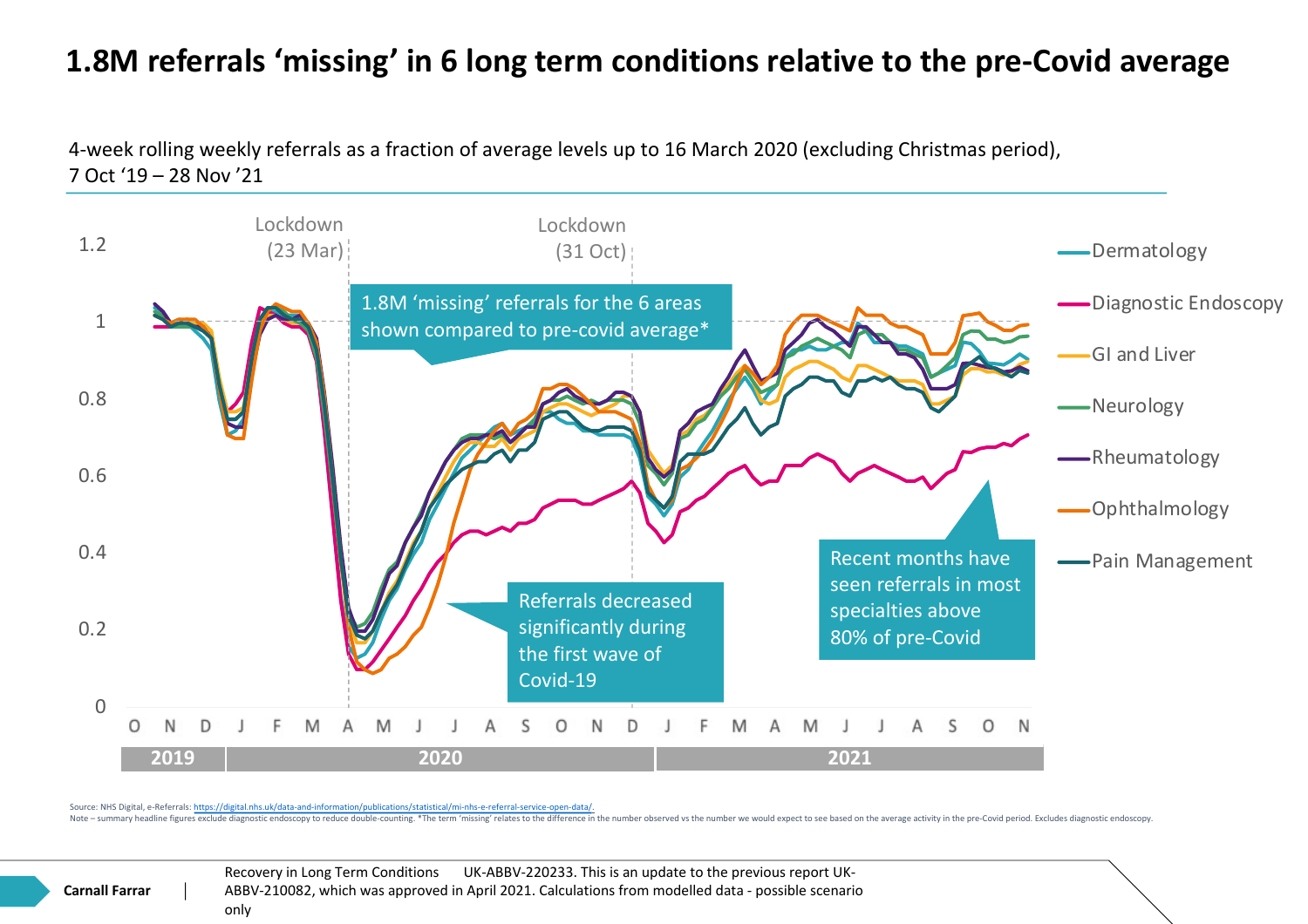# 1.8M referrals 'missing' in 6 long term conditions relative to the pre-Covid average

4-week rolling weekly referrals as a fraction of average levels up to 16 March 2020 (excluding Christmas period), 7 Oct '19 – 28 Nov '21

Lockdown (23 Mar)

Lockdown (31 Oct)

1.8M 'missing' referrals for the 6 areas shown compared to pre-covid average*

Referrals decreased significantly during the first wave of Covid-19

Recent months have seen referrals in most specialties above 80% of pre-Covid

- Dermatology
- Diagnostic Endoscopy
- GI and Liver
- Neurology
- Rheumatology
- Ophthalmology
- Pain Management

Source: NHS Digital, e-Referrals: https://digital.nhs.uk/data-and-information/publications/statistical/mi-nhs-e-referral-service-open-data/.

Note – summary headline figures exclude diagnostic endoscopy to reduce double-counting. *The term 'missing' relates to the difference in the number observed vs the number we would expect to see based on the average activity in the pre-Covid period. Excludes diagnostic endoscopy.

Recovery in Long Term Conditions UK-ABBV-220233. This is an update to the previous report UK-ABBV-210082, which was approved in April 2021. Calculations from modelled data - possible scenario only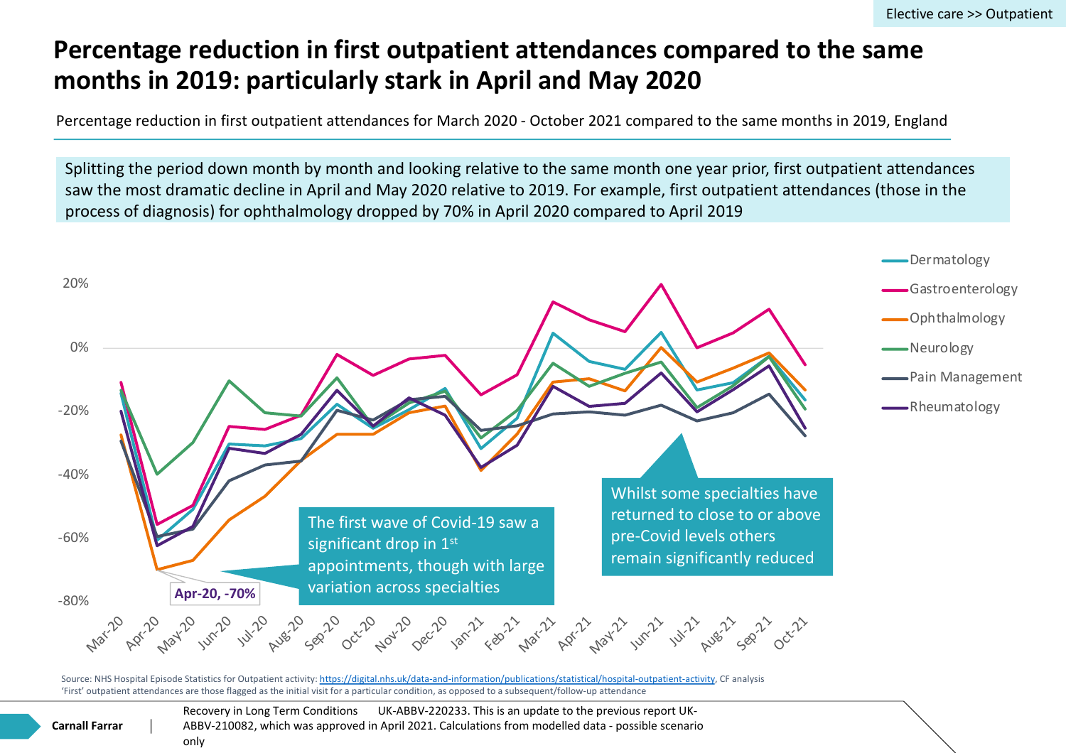# Percentage reduction in first outpatient attendances compared to the same months in 2019: particularly stark in April and May 2020

Percentage reduction in first outpatient attendances for March 2020 - October 2021 compared to the same months in 2019, England

Splitting the period down month by month and looking relative to the same month one year prior, first outpatient attendances saw the most dramatic decline in April and May 2020 relative to 2019. For example, first outpatient attendances (those in the process of diagnosis) for ophthalmology dropped by 70% in April 2020 compared to April 2019

Apr-20, -70%

The first wave of Covid-19 saw a significant drop in 1st appointments, though with large variation across specialties

Whilst some specialties have returned to close to or above pre-Covid levels others remain significantly reduced

Source: NHS Hospital Episode Statistics for Outpatient activity: https://digital.nhs.uk/data-and-information/publications/statistical/hospital-outpatient-activity, CF analysis
'First' outpatient attendances are those flagged as the initial visit for a particular condition, as opposed to a subsequent/follow-up attendance

Recovery in Long Term Conditions UK-ABBV-220233. This is an update to the previous report UK-ABBV-210082, which was approved in April 2021. Calculations from modelled data - possible scenario only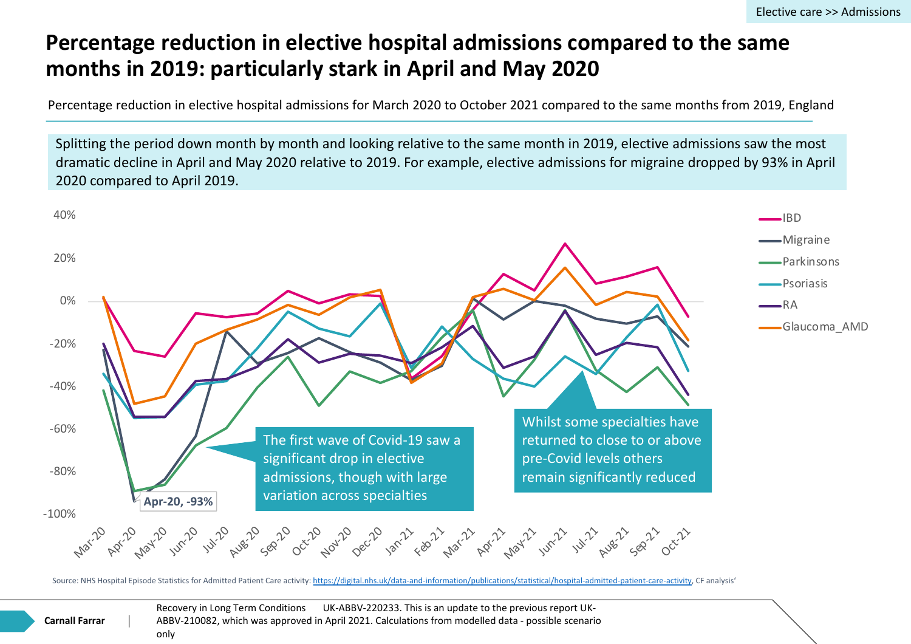Elective care >> Admissions

# Percentage reduction in elective hospital admissions compared to the same months in 2019: particularly stark in April and May 2020

Percentage reduction in elective hospital admissions for March 2020 to October 2021 compared to the same months from 2019, England

Splitting the period down month by month and looking relative to the same month in 2019, elective admissions saw the most dramatic decline in April and May 2020 relative to 2019. For example, elective admissions for migraine dropped by 93% in April 2020 compared to April 2019.

Legend: IBD, Migraine, Parkinsons, Psoriasis, RA, Glaucoma_AMD

Y-axis: 40%, 20%, 0%, -20%, -40%, -60%, -80%, -100%

X-axis: Mar-20, Apr-20, May-20, Jun-20, Jul-20, Aug-20, Sep-20, Oct-20, Nov-20, Dec-20, Jan-21, Feb-21, Mar-21, Apr-21, May-21, Jun-21, Jul-21, Aug-21, Sep-21, Oct-21

Apr-20, -93%

The first wave of Covid-19 saw a significant drop in elective admissions, though with large variation across specialties

Whilst some specialties have returned to close to or above pre-Covid levels others remain significantly reduced

Source: NHS Hospital Episode Statistics for Admitted Patient Care activity: https://digital.nhs.uk/data-and-information/publications/statistical/hospital-admitted-patient-care-activity, CF analysis'

Carnall Farrar | Recovery in Long Term Conditions UK-ABBV-220233. This is an update to the previous report UK-ABBV-210082, which was approved in April 2021. Calculations from modelled data - possible scenario only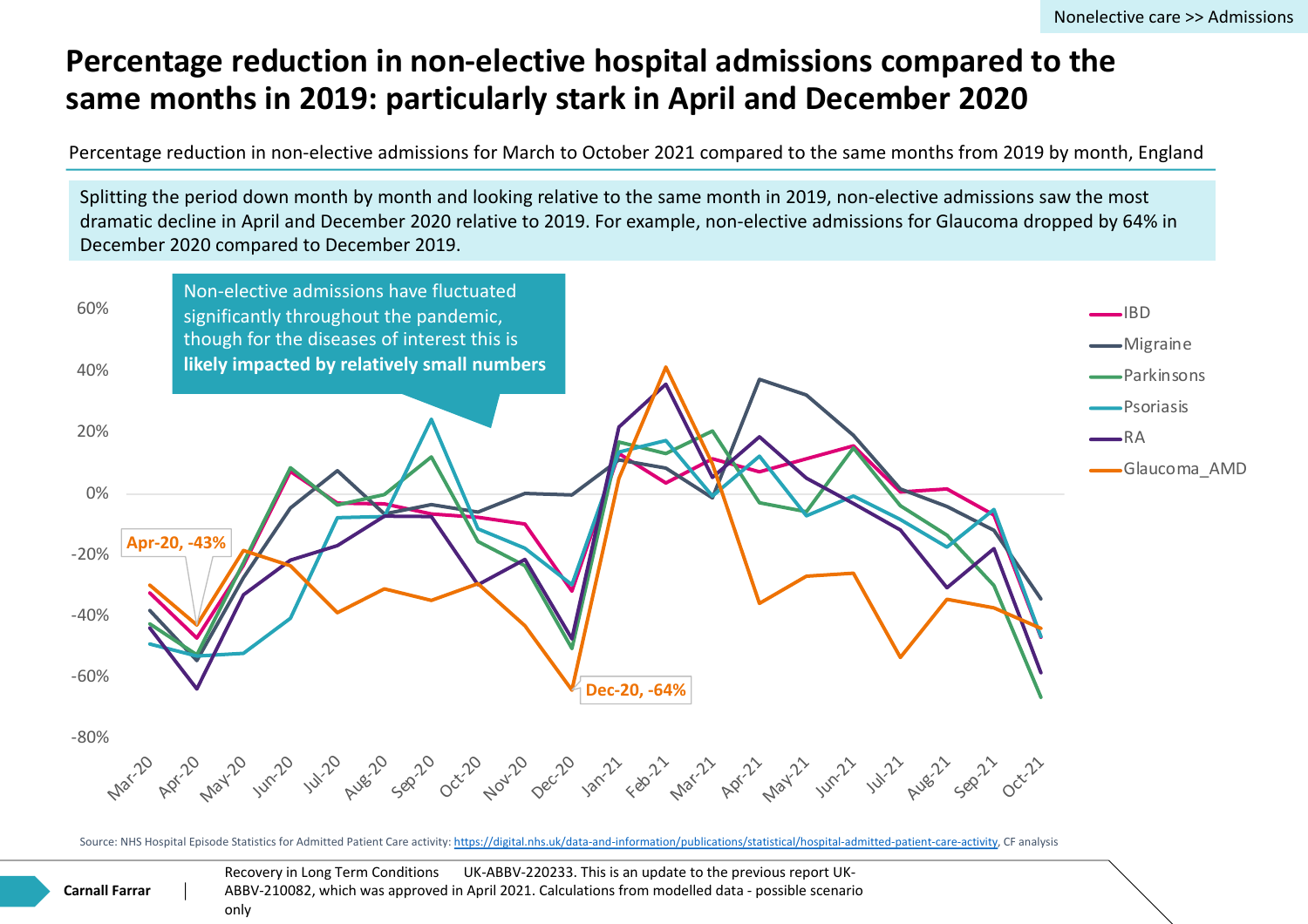Nonelective care >> Admissions

# Percentage reduction in non-elective hospital admissions compared to the same months in 2019: particularly stark in April and December 2020

Percentage reduction in non-elective admissions for March to October 2021 compared to the same months from 2019 by month, England

Splitting the period down month by month and looking relative to the same month in 2019, non-elective admissions saw the most dramatic decline in April and December 2020 relative to 2019. For example, non-elective admissions for Glaucoma dropped by 64% in December 2020 compared to December 2019.

Non-elective admissions have fluctuated significantly throughout the pandemic, though for the diseases of interest this is **likely impacted by relatively small numbers**

Apr-20, -43%

Dec-20, -64%

IBD, Migraine, Parkinsons, Psoriasis, RA, Glaucoma_AMD

Source: NHS Hospital Episode Statistics for Admitted Patient Care activity: https://digital.nhs.uk/data-and-information/publications/statistical/hospital-admitted-patient-care-activity, CF analysis

Recovery in Long Term Conditions UK-ABBV-220233. This is an update to the previous report UK-ABBV-210082, which was approved in April 2021. Calculations from modelled data - possible scenario only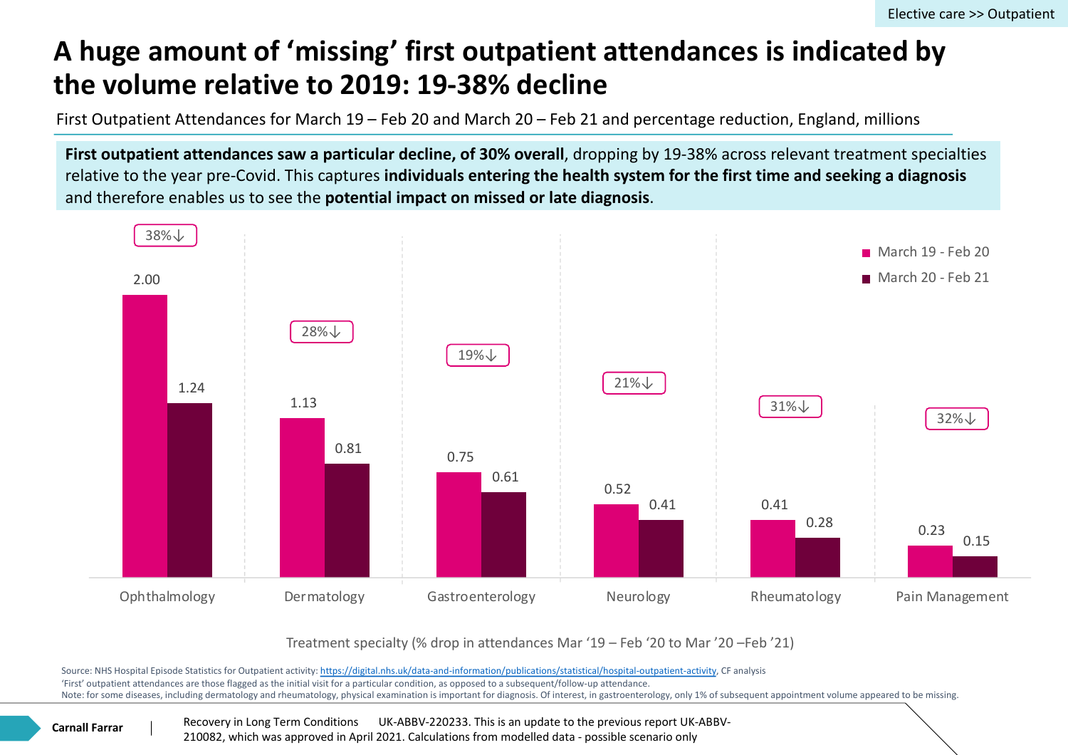Elective care >> Outpatient

# A huge amount of 'missing' first outpatient attendances is indicated by the volume relative to 2019: 19-38% decline

First Outpatient Attendances for March 19 – Feb 20 and March 20 – Feb 21 and percentage reduction, England, millions

**First outpatient attendances saw a particular decline, of 30% overall**, dropping by 19-38% across relevant treatment specialties relative to the year pre-Covid. This captures **individuals entering the health system for the first time and seeking a diagnosis** and therefore enables us to see the **potential impact on missed or late diagnosis**.

| Treatment specialty | March 19 - Feb 20 | March 20 - Feb 21 | % drop |
|---|---|---|---|
| Ophthalmology | 2.00 | 1.24 | 38%↓ |
| Dermatology | 1.13 | 0.81 | 28%↓ |
| Gastroenterology | 0.75 | 0.61 | 19%↓ |
| Neurology | 0.52 | 0.41 | 21%↓ |
| Rheumatology | 0.41 | 0.28 | 31%↓ |
| Pain Management | 0.23 | 0.15 | 32%↓ |

Treatment specialty (% drop in attendances Mar '19 – Feb '20 to Mar '20 –Feb '21)

Source: NHS Hospital Episode Statistics for Outpatient activity: https://digital.nhs.uk/data-and-information/publications/statistical/hospital-outpatient-activity, CF analysis
'First' outpatient attendances are those flagged as the initial visit for a particular condition, as opposed to a subsequent/follow-up attendance.
Note: for some diseases, including dermatology and rheumatology, physical examination is important for diagnosis. Of interest, in gastroenterology, only 1% of subsequent appointment volume appeared to be missing.

Carnall Farrar | Recovery in Long Term Conditions UK-ABBV-220233. This is an update to the previous report UK-ABBV-210082, which was approved in April 2021. Calculations from modelled data - possible scenario only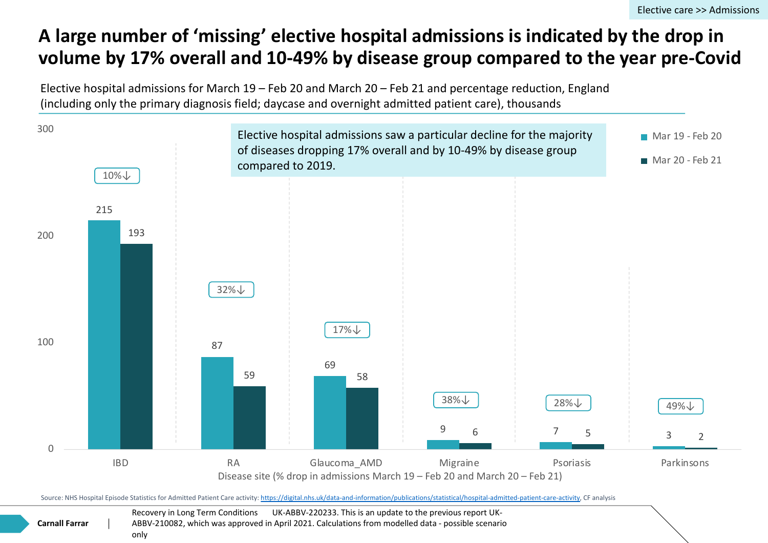Elective care >> Admissions

# A large number of 'missing' elective hospital admissions is indicated by the drop in volume by 17% overall and 10-49% by disease group compared to the year pre-Covid

Elective hospital admissions for March 19 – Feb 20 and March 20 – Feb 21 and percentage reduction, England (including only the primary diagnosis field; daycase and overnight admitted patient care), thousands

Elective hospital admissions saw a particular decline for the majority of diseases dropping 17% overall and by 10-49% by disease group compared to 2019.

| Disease site | Mar 19 - Feb 20 | Mar 20 - Feb 21 | % drop |
|---|---|---|---|
| IBD | 215 | 193 | 10%↓ |
| RA | 87 | 59 | 32%↓ |
| Glaucoma_AMD | 69 | 58 | 17%↓ |
| Migraine | 9 | 6 | 38%↓ |
| Psoriasis | 7 | 5 | 28%↓ |
| Parkinsons | 3 | 2 | 49%↓ |

Disease site (% drop in admissions March 19 – Feb 20 and March 20 – Feb 21)

Source: NHS Hospital Episode Statistics for Admitted Patient Care activity: https://digital.nhs.uk/data-and-information/publications/statistical/hospital-admitted-patient-care-activity, CF analysis

Carnall Farrar | Recovery in Long Term Conditions UK-ABBV-220233. This is an update to the previous report UK-ABBV-210082, which was approved in April 2021. Calculations from modelled data - possible scenario only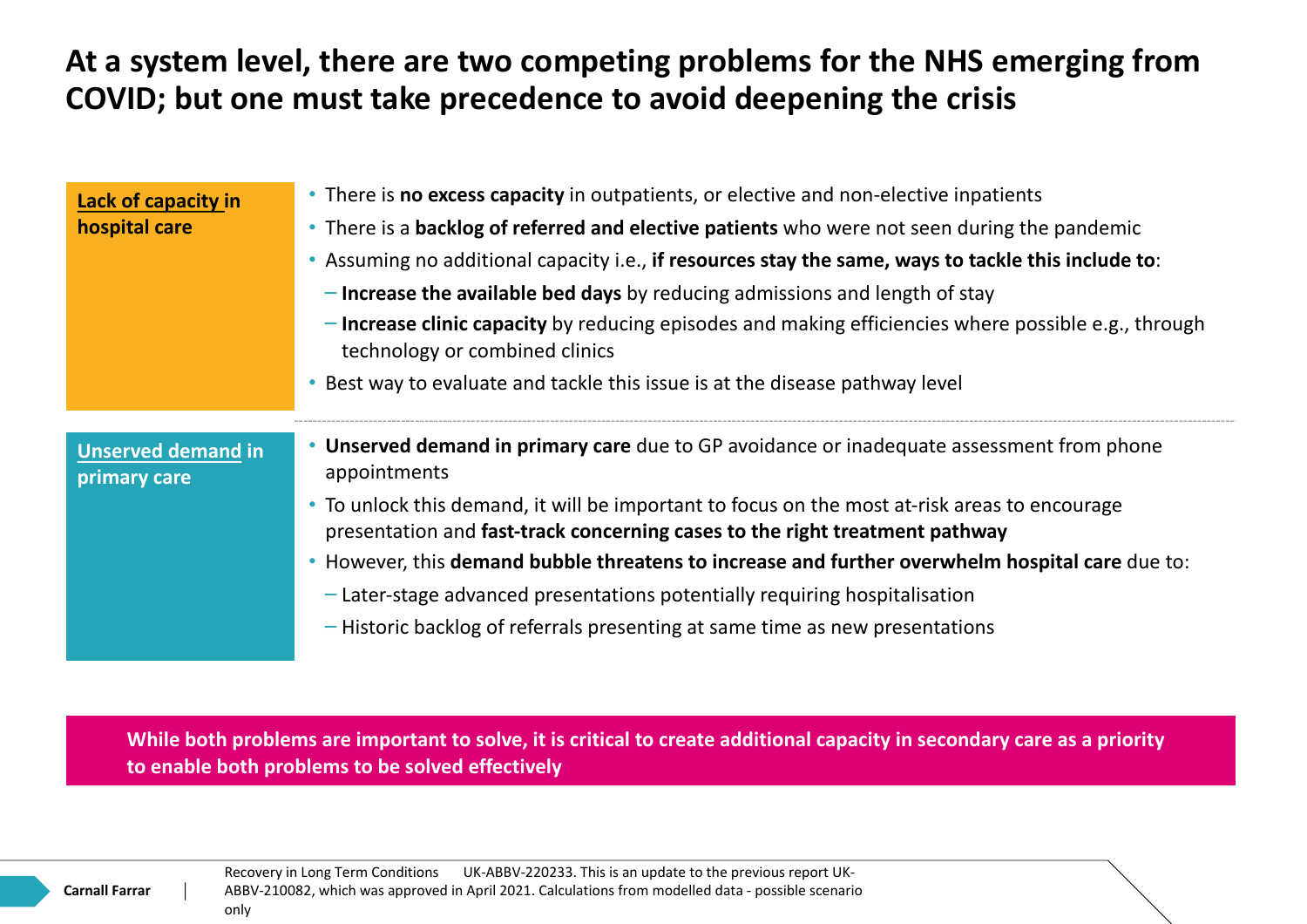# At a system level, there are two competing problems for the NHS emerging from COVID; but one must take precedence to avoid deepening the crisis

**Lack of capacity in hospital care**

- There is **no excess capacity** in outpatients, or elective and non-elective inpatients
- There is a **backlog of referred and elective patients** who were not seen during the pandemic
- Assuming no additional capacity i.e., **if resources stay the same, ways to tackle this include to**:
  - **Increase the available bed days** by reducing admissions and length of stay
  - **Increase clinic capacity** by reducing episodes and making efficiencies where possible e.g., through technology or combined clinics
- Best way to evaluate and tackle this issue is at the disease pathway level

**Unserved demand in primary care**

- **Unserved demand in primary care** due to GP avoidance or inadequate assessment from phone appointments
- To unlock this demand, it will be important to focus on the most at-risk areas to encourage presentation and **fast-track concerning cases to the right treatment pathway**
- However, this **demand bubble threatens to increase and further overwhelm hospital care** due to:
  - Later-stage advanced presentations potentially requiring hospitalisation
  - Historic backlog of referrals presenting at same time as new presentations

**While both problems are important to solve, it is critical to create additional capacity in secondary care as a priority to enable both problems to be solved effectively**

Recovery in Long Term Conditions UK-ABBV-220233. This is an update to the previous report UK-ABBV-210082, which was approved in April 2021. Calculations from modelled data - possible scenario only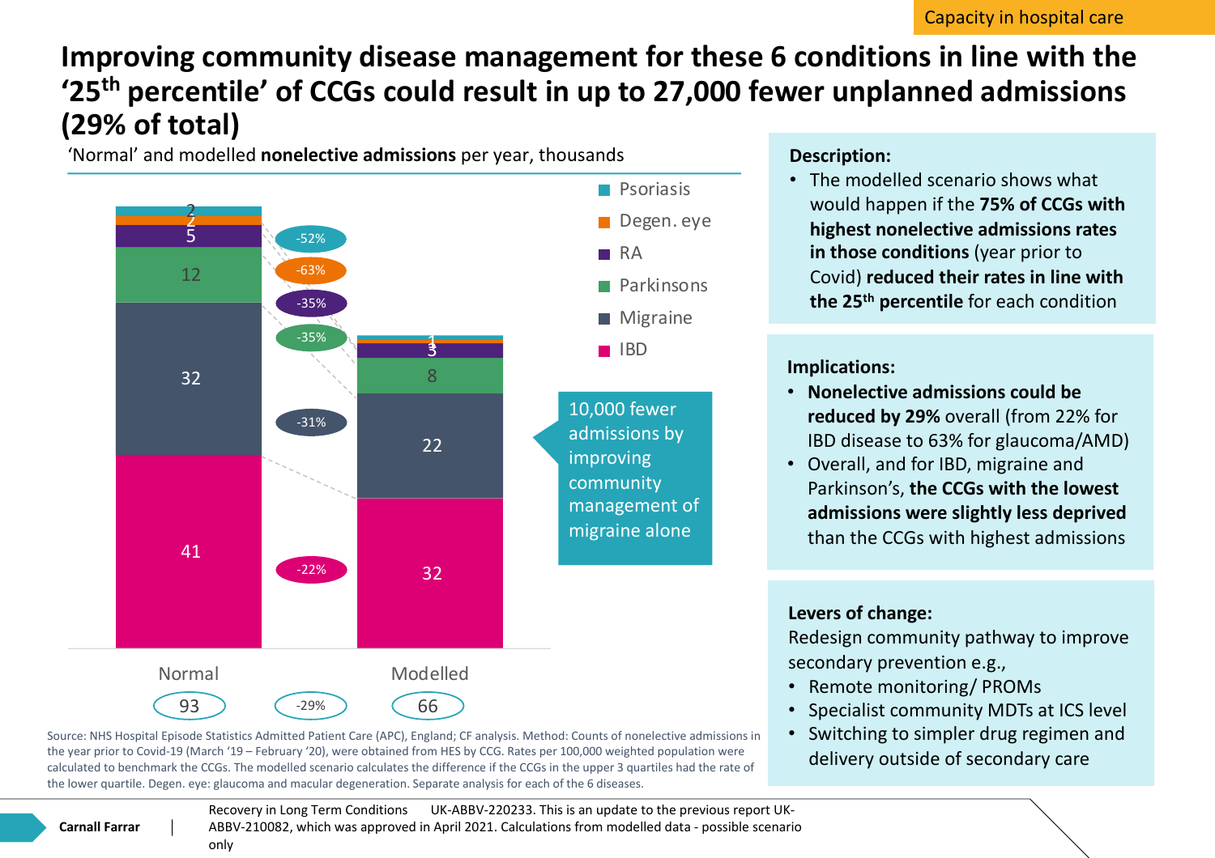Capacity in hospital care

# Improving community disease management for these 6 conditions in line with the '25th percentile' of CCGs could result in up to 27,000 fewer unplanned admissions (29% of total)

'Normal' and modelled **nonelective admissions** per year, thousands

| Condition | Normal | Change | Modelled |
|---|---|---|---|
| Psoriasis | 2 | -52% | 1 |
| Degen. eye | 2 | -63% | 1 |
| RA | 5 | -35% | 3 |
| Parkinsons | 12 | -35% | 8 |
| Migraine | 32 | -31% | 22 |
| IBD | 41 | -22% | 32 |
| **Total** | 93 | -29% | 66 |

10,000 fewer admissions by improving community management of migraine alone

**Description:**

- The modelled scenario shows what would happen if the **75% of CCGs with highest nonelective admissions rates in those conditions** (year prior to Covid) **reduced their rates in line with the 25th percentile** for each condition

**Implications:**

- **Nonelective admissions could be reduced by 29%** overall (from 22% for IBD disease to 63% for glaucoma/AMD)
- Overall, and for IBD, migraine and Parkinson's, **the CCGs with the lowest admissions were slightly less deprived** than the CCGs with highest admissions

**Levers of change:**

Redesign community pathway to improve secondary prevention e.g.,

- Remote monitoring/ PROMs
- Specialist community MDTs at ICS level
- Switching to simpler drug regimen and delivery outside of secondary care

Source: NHS Hospital Episode Statistics Admitted Patient Care (APC), England; CF analysis. Method: Counts of nonelective admissions in the year prior to Covid-19 (March '19 – February '20), were obtained from HES by CCG. Rates per 100,000 weighted population were calculated to benchmark the CCGs. The modelled scenario calculates the difference if the CCGs in the upper 3 quartiles had the rate of the lower quartile. Degen. eye: glaucoma and macular degeneration. Separate analysis for each of the 6 diseases.

Recovery in Long Term Conditions UK-ABBV-220233. This is an update to the previous report UK-ABBV-210082, which was approved in April 2021. Calculations from modelled data - possible scenario only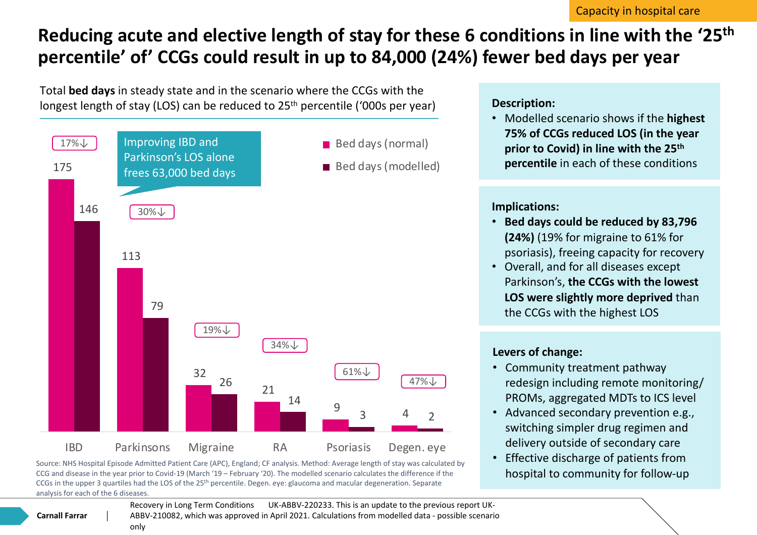Capacity in hospital care

# Reducing acute and elective length of stay for these 6 conditions in line with the '25th percentile' of' CCGs could result in up to 84,000 (24%) fewer bed days per year

Total **bed days** in steady state and in the scenario where the CCGs with the longest length of stay (LOS) can be reduced to 25th percentile ('000s per year)

Improving IBD and Parkinson's LOS alone frees 63,000 bed days

| Condition | Bed days (normal) | Bed days (modelled) | Reduction |
|---|---|---|---|
| IBD | 175 | 146 | 17%↓ |
| Parkinsons | 113 | 79 | 30%↓ |
| Migraine | 32 | 26 | 19%↓ |
| RA | 21 | 14 | 34%↓ |
| Psoriasis | 9 | 3 | 61%↓ |
| Degen. eye | 4 | 2 | 47%↓ |

Source: NHS Hospital Episode Admitted Patient Care (APC), England; CF analysis. Method: Average length of stay was calculated by CCG and disease in the year prior to Covid-19 (March '19 – February '20). The modelled scenario calculates the difference if the CCGs in the upper 3 quartiles had the LOS of the 25th percentile. Degen. eye: glaucoma and macular degeneration. Separate analysis for each of the 6 diseases.

**Description:**

- Modelled scenario shows if the **highest 75% of CCGs reduced LOS (in the year prior to Covid) in line with the 25th percentile** in each of these conditions

**Implications:**

- **Bed days could be reduced by 83,796 (24%)** (19% for migraine to 61% for psoriasis), freeing capacity for recovery
- Overall, and for all diseases except Parkinson's, **the CCGs with the lowest LOS were slightly more deprived** than the CCGs with the highest LOS

**Levers of change:**

- Community treatment pathway redesign including remote monitoring/ PROMs, aggregated MDTs to ICS level
- Advanced secondary prevention e.g., switching simpler drug regimen and delivery outside of secondary care
- Effective discharge of patients from hospital to community for follow-up

Recovery in Long Term Conditions UK-ABBV-220233. This is an update to the previous report UK-ABBV-210082, which was approved in April 2021. Calculations from modelled data - possible scenario only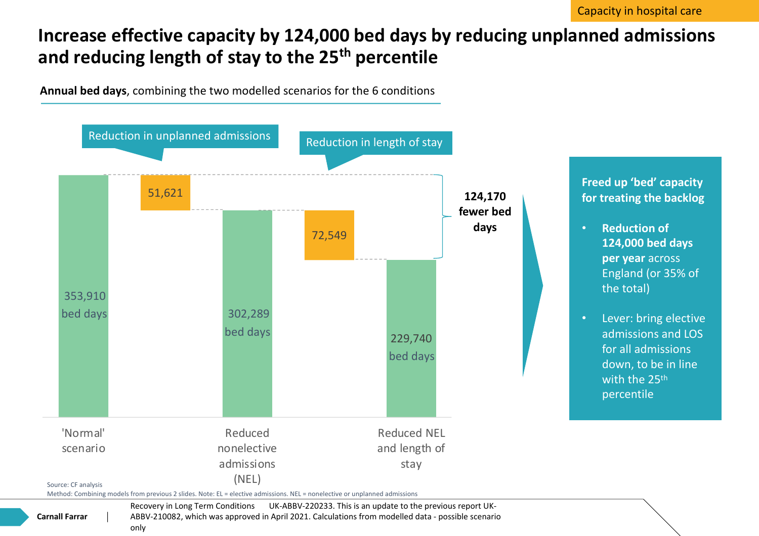Capacity in hospital care

# Increase effective capacity by 124,000 bed days by reducing unplanned admissions and reducing length of stay to the 25th percentile

**Annual bed days**, combining the two modelled scenarios for the 6 conditions

Reduction in unplanned admissions

Reduction in length of stay

| Scenario | Bed days | Reduction |
|---|---|---|
| 'Normal' scenario | 353,910 bed days | |
| Reduction in unplanned admissions | | 51,621 |
| Reduced nonelective admissions (NEL) | 302,289 bed days | |
| Reduction in length of stay | | 72,549 |
| Reduced NEL and length of stay | 229,740 bed days | |

**124,170 fewer bed days**

**Freed up 'bed' capacity for treating the backlog**

- **Reduction of 124,000 bed days per year** across England (or 35% of the total)
- Lever: bring elective admissions and LOS for all admissions down, to be in line with the 25th percentile

Source: CF analysis

Method: Combining models from previous 2 slides. Note: EL = elective admissions. NEL = nonelective or unplanned admissions

Recovery in Long Term Conditions UK-ABBV-220233. This is an update to the previous report UK-ABBV-210082, which was approved in April 2021. Calculations from modelled data - possible scenario only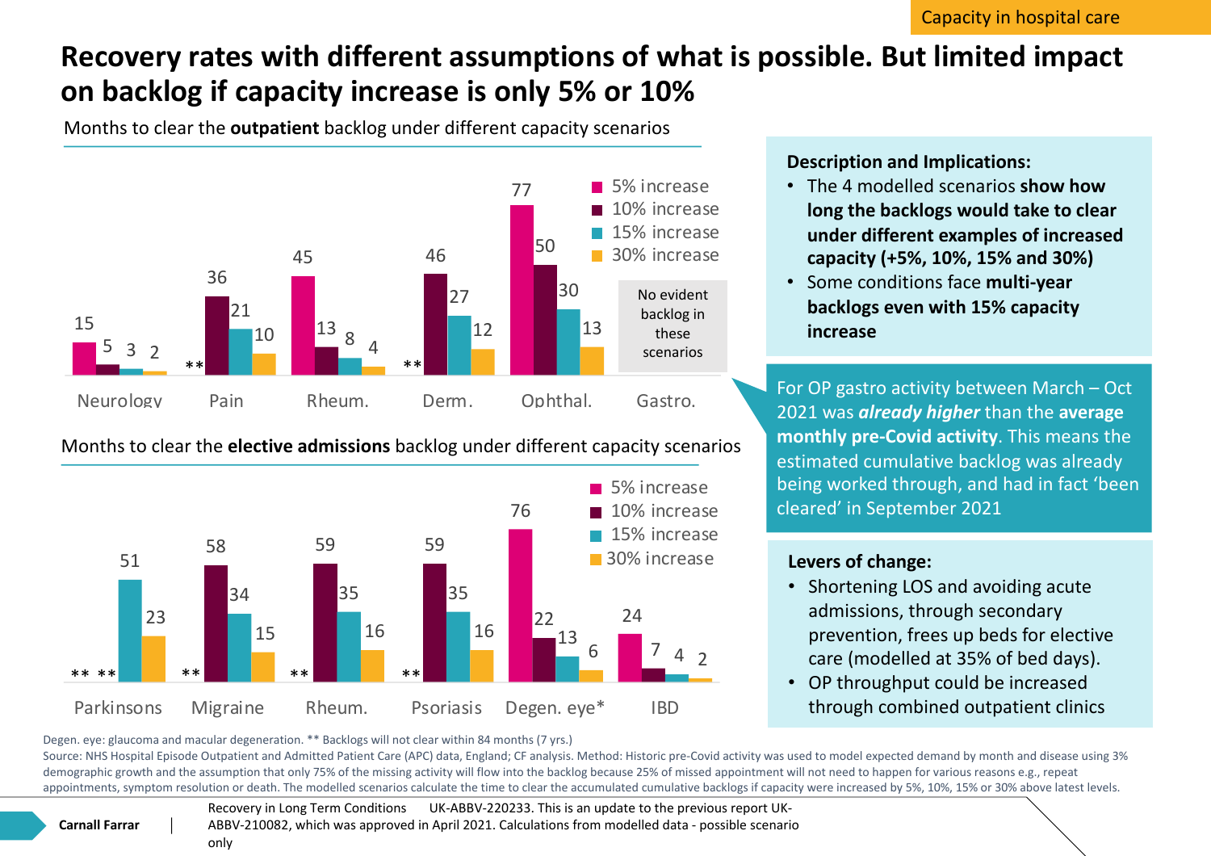Capacity in hospital care

# Recovery rates with different assumptions of what is possible. But limited impact on backlog if capacity increase is only 5% or 10%

Months to clear the **outpatient** backlog under different capacity scenarios

| | Neurology | Pain | Rheum. | Derm. | Ophthal. | Gastro. |
|---|---|---|---|---|---|---|
| 5% increase | 15 | ** | 45 | ** | 77 | No evident backlog in these scenarios |
| 10% increase | 5 | 36 | 13 | 46 | 50 | |
| 15% increase | 3 | 21 | 8 | 27 | 30 | |
| 30% increase | 2 | 10 | 4 | 12 | 13 | |

Months to clear the **elective admissions** backlog under different capacity scenarios

| | Parkinsons | Migraine | Rheum. | Psoriasis | Degen. eye* | IBD |
|---|---|---|---|---|---|---|
| 5% increase | ** | ** | ** | ** | 76 | 24 |
| 10% increase | ** | 58 | 59 | 59 | 22 | 7 |
| 15% increase | 51 | 34 | 35 | 35 | 13 | 4 |
| 30% increase | 23 | 15 | 16 | 16 | 6 | 2 |

**Description and Implications:**

- The 4 modelled scenarios **show how long the backlogs would take to clear under different examples of increased capacity (+5%, 10%, 15% and 30%)**
- Some conditions face **multi-year backlogs even with 15% capacity increase**

For OP gastro activity between March – Oct 2021 was ***already higher*** than the **average monthly pre-Covid activity**. This means the estimated cumulative backlog was already being worked through, and had in fact 'been cleared' in September 2021

**Levers of change:**

- Shortening LOS and avoiding acute admissions, through secondary prevention, frees up beds for elective care (modelled at 35% of bed days).
- OP throughput could be increased through combined outpatient clinics

Degen. eye: glaucoma and macular degeneration. ** Backlogs will not clear within 84 months (7 yrs.)

Source: NHS Hospital Episode Outpatient and Admitted Patient Care (APC) data, England; CF analysis. Method: Historic pre-Covid activity was used to model expected demand by month and disease using 3% demographic growth and the assumption that only 75% of the missing activity will flow into the backlog because 25% of missed appointment will not need to happen for various reasons e.g., repeat appointments, symptom resolution or death. The modelled scenarios calculate the time to clear the accumulated cumulative backlogs if capacity were increased by 5%, 10%, 15% or 30% above latest levels.

Recovery in Long Term Conditions UK-ABBV-220233. This is an update to the previous report UK-ABBV-210082, which was approved in April 2021. Calculations from modelled data - possible scenario only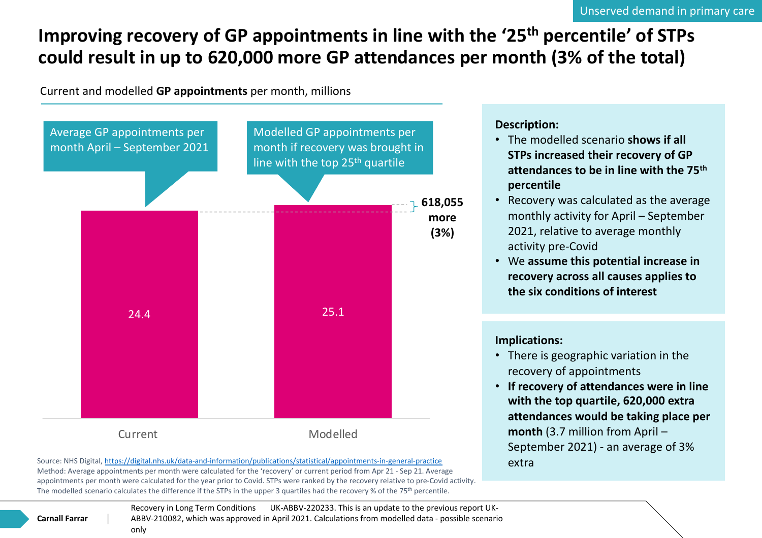Unserved demand in primary care

# Improving recovery of GP appointments in line with the '25th percentile' of STPs could result in up to 620,000 more GP attendances per month (3% of the total)

Current and modelled **GP appointments** per month, millions

| | Current | Modelled |
|---|---|---|
| GP appointments per month (millions) | 24.4 | 25.1 |

- Current: Average GP appointments per month April – September 2021
- Modelled: Modelled GP appointments per month if recovery was brought in line with the top 25th quartile

**618,055 more (3%)**

Source: NHS Digital, https://digital.nhs.uk/data-and-information/publications/statistical/appointments-in-general-practice
Method: Average appointments per month were calculated for the 'recovery' or current period from Apr 21 - Sep 21. Average appointments per month were calculated for the year prior to Covid. STPs were ranked by the recovery relative to pre-Covid activity. The modelled scenario calculates the difference if the STPs in the upper 3 quartiles had the recovery % of the 75th percentile.

**Description:**

- The modelled scenario **shows if all STPs increased their recovery of GP attendances to be in line with the 75th percentile**
- Recovery was calculated as the average monthly activity for April – September 2021, relative to average monthly activity pre-Covid
- We **assume this potential increase in recovery across all causes applies to the six conditions of interest**

**Implications:**

- There is geographic variation in the recovery of appointments
- **If recovery of attendances were in line with the top quartile, 620,000 extra attendances would be taking place per month** (3.7 million from April – September 2021) - an average of 3% extra

Carnall Farrar | Recovery in Long Term Conditions UK-ABBV-220233. This is an update to the previous report UK-ABBV-210082, which was approved in April 2021. Calculations from modelled data - possible scenario only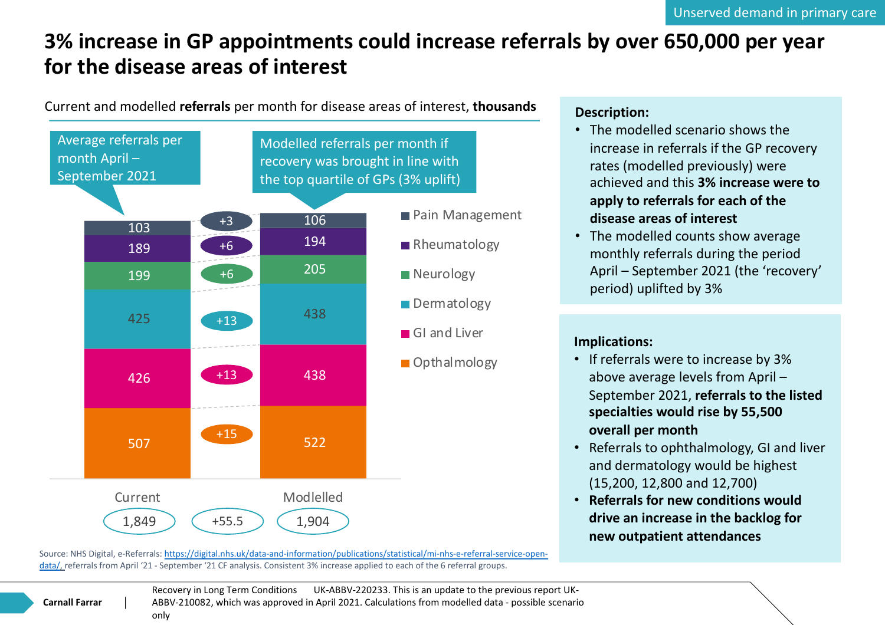Unserved demand in primary care

# 3% increase in GP appointments could increase referrals by over 650,000 per year for the disease areas of interest

Current and modelled **referrals** per month for disease areas of interest, **thousands**

Average referrals per month April – September 2021

Modelled referrals per month if recovery was brought in line with the top quartile of GPs (3% uplift)

| Disease area | Current | Change | Modlelled |
|---|---|---|---|
| Pain Management | 103 | +3 | 106 |
| Rheumatology | 189 | +6 | 194 |
| Neurology | 199 | +6 | 205 |
| Dermatology | 425 | +13 | 438 |
| GI and Liver | 426 | +13 | 438 |
| Opthalmology | 507 | +15 | 522 |
| **Total** | 1,849 | +55.5 | 1,904 |

**Description:**

- The modelled scenario shows the increase in referrals if the GP recovery rates (modelled previously) were achieved and this **3% increase were to apply to referrals for each of the disease areas of interest**
- The modelled counts show average monthly referrals during the period April – September 2021 (the 'recovery' period) uplifted by 3%

**Implications:**

- If referrals were to increase by 3% above average levels from April – September 2021, **referrals to the listed specialties would rise by 55,500 overall per month**
- Referrals to ophthalmology, GI and liver and dermatology would be highest (15,200, 12,800 and 12,700)
- **Referrals for new conditions would drive an increase in the backlog for new outpatient attendances**

Source: NHS Digital, e-Referrals: https://digital.nhs.uk/data-and-information/publications/statistical/mi-nhs-e-referral-service-open-data/, referrals from April '21 - September '21 CF analysis. Consistent 3% increase applied to each of the 6 referral groups.

Recovery in Long Term Conditions UK-ABBV-220233. This is an update to the previous report UK-ABBV-210082, which was approved in April 2021. Calculations from modelled data - possible scenario only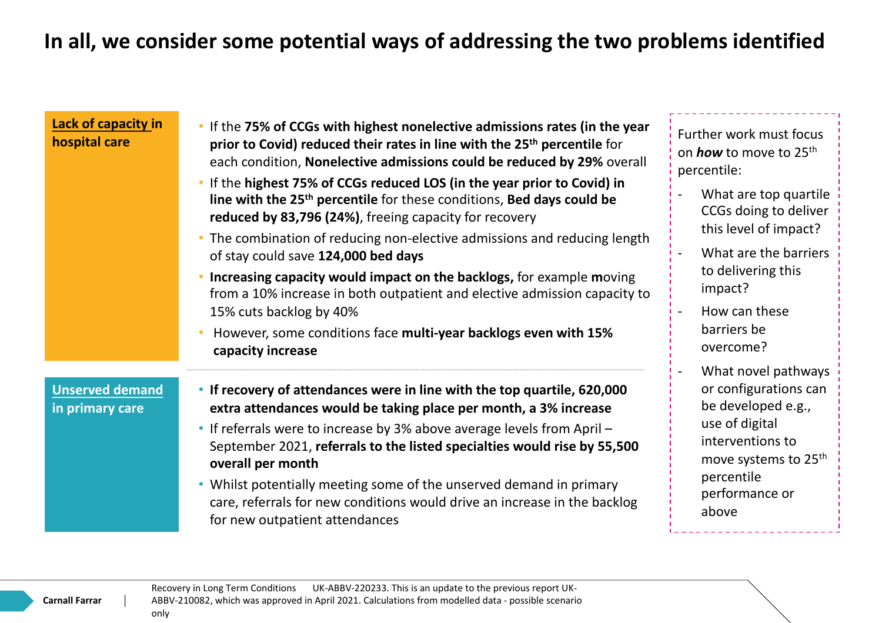# In all, we consider some potential ways of addressing the two problems identified

**Lack of capacity in hospital care**

- If the **75% of CCGs with highest nonelective admissions rates (in the year prior to Covid) reduced their rates in line with the 25th percentile** for each condition, **Nonelective admissions could be reduced by 29%** overall
- If the **highest 75% of CCGs reduced LOS (in the year prior to Covid) in line with the 25th percentile** for these conditions, **Bed days could be reduced by 83,796 (24%)**, freeing capacity for recovery
- The combination of reducing non-elective admissions and reducing length of stay could save **124,000 bed days**
- **Increasing capacity would impact on the backlogs,** for example **m**oving from a 10% increase in both outpatient and elective admission capacity to 15% cuts backlog by 40%
- However, some conditions face **multi-year backlogs even with 15% capacity increase**

**Unserved demand in primary care**

- **If recovery of attendances were in line with the top quartile, 620,000 extra attendances would be taking place per month, a 3% increase**
- If referrals were to increase by 3% above average levels from April – September 2021, **referrals to the listed specialties would rise by 55,500 overall per month**
- Whilst potentially meeting some of the unserved demand in primary care, referrals for new conditions would drive an increase in the backlog for new outpatient attendances

Further work must focus on ***how*** to move to 25th percentile:

- What are top quartile CCGs doing to deliver this level of impact?
- What are the barriers to delivering this impact?
- How can these barriers be overcome?
- What novel pathways or configurations can be developed e.g., use of digital interventions to move systems to 25th percentile performance or above

Recovery in Long Term Conditions UK-ABBV-220233. This is an update to the previous report UK-ABBV-210082, which was approved in April 2021. Calculations from modelled data - possible scenario only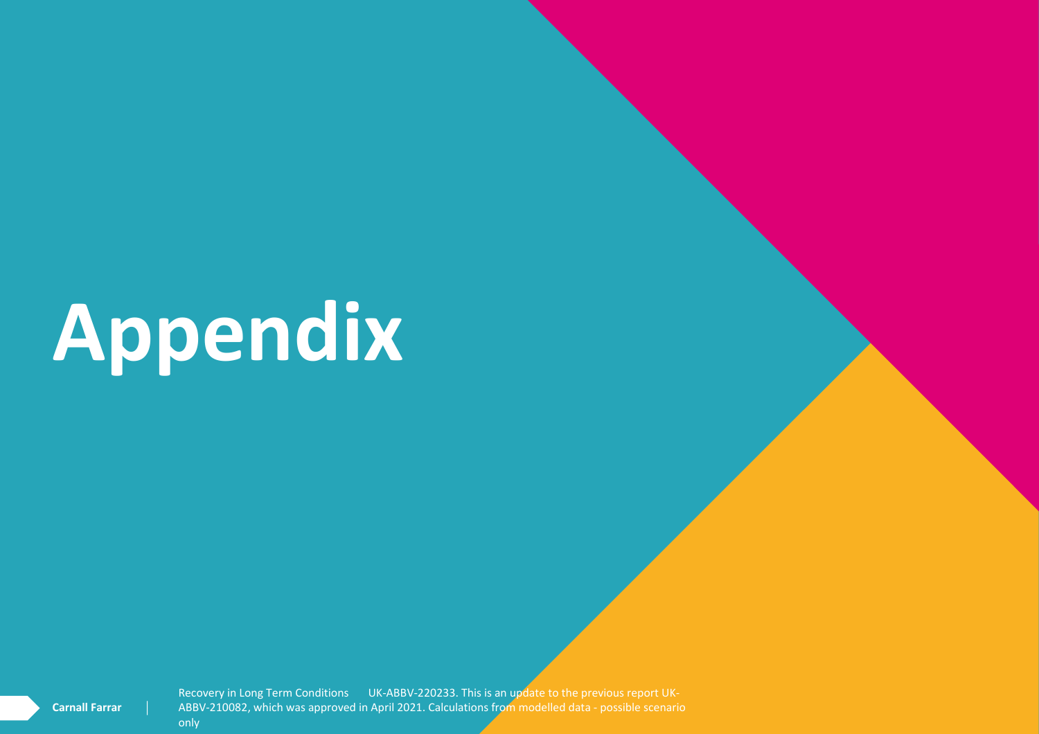# Appendix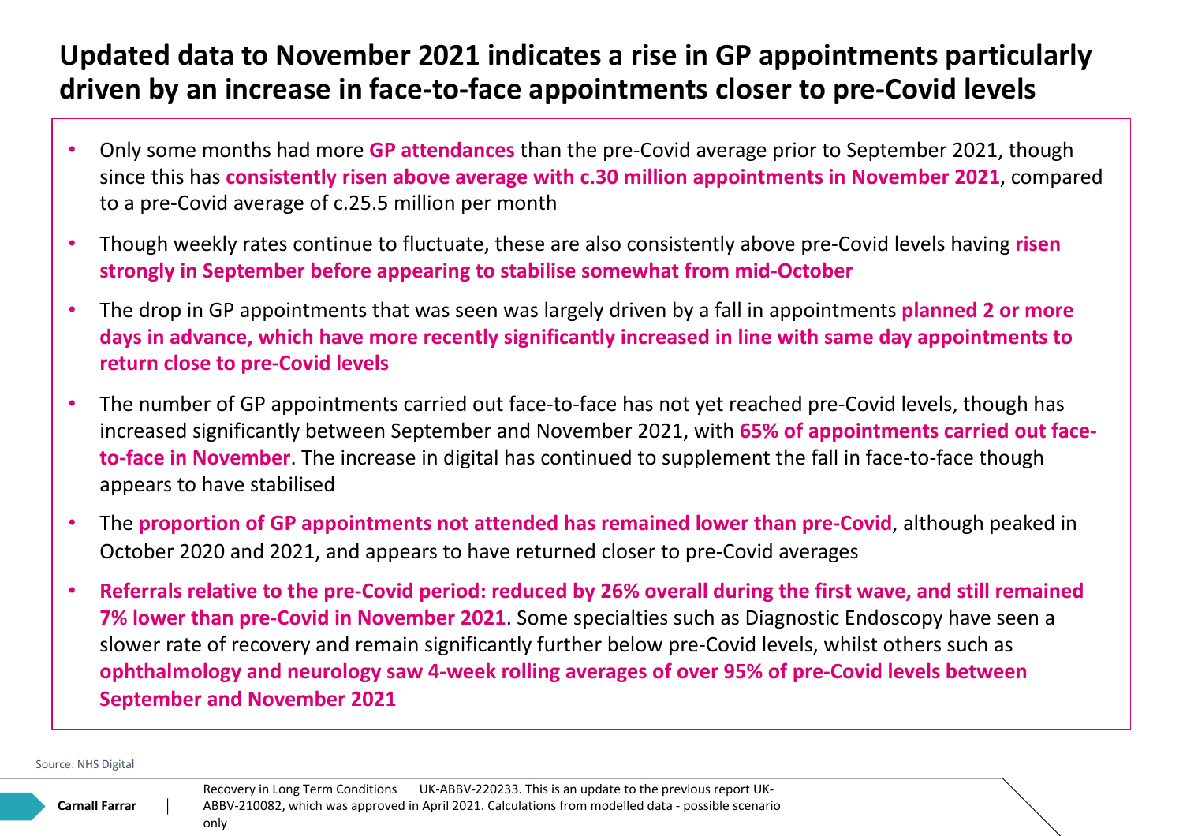# Updated data to November 2021 indicates a rise in GP appointments particularly driven by an increase in face-to-face appointments closer to pre-Covid levels

- Only some months had more **GP attendances** than the pre-Covid average prior to September 2021, though since this has **consistently risen above average with c.30 million appointments in November 2021**, compared to a pre-Covid average of c.25.5 million per month
- Though weekly rates continue to fluctuate, these are also consistently above pre-Covid levels having **risen strongly in September before appearing to stabilise somewhat from mid-October**
- The drop in GP appointments that was seen was largely driven by a fall in appointments **planned 2 or more days in advance, which have more recently significantly increased in line with same day appointments to return close to pre-Covid levels**
- The number of GP appointments carried out face-to-face has not yet reached pre-Covid levels, though has increased significantly between September and November 2021, with **65% of appointments carried out face-to-face in November**. The increase in digital has continued to supplement the fall in face-to-face though appears to have stabilised
- The **proportion of GP appointments not attended has remained lower than pre-Covid**, although peaked in October 2020 and 2021, and appears to have returned closer to pre-Covid averages
- **Referrals relative to the pre-Covid period: reduced by 26% overall during the first wave, and still remained 7% lower than pre-Covid in November 2021**. Some specialties such as Diagnostic Endoscopy have seen a slower rate of recovery and remain significantly further below pre-Covid levels, whilst others such as **ophthalmology and neurology saw 4-week rolling averages of over 95% of pre-Covid levels between September and November 2021**

Source: NHS Digital

Recovery in Long Term Conditions UK-ABBV-220233. This is an update to the previous report UK-ABBV-210082, which was approved in April 2021. Calculations from modelled data - possible scenario only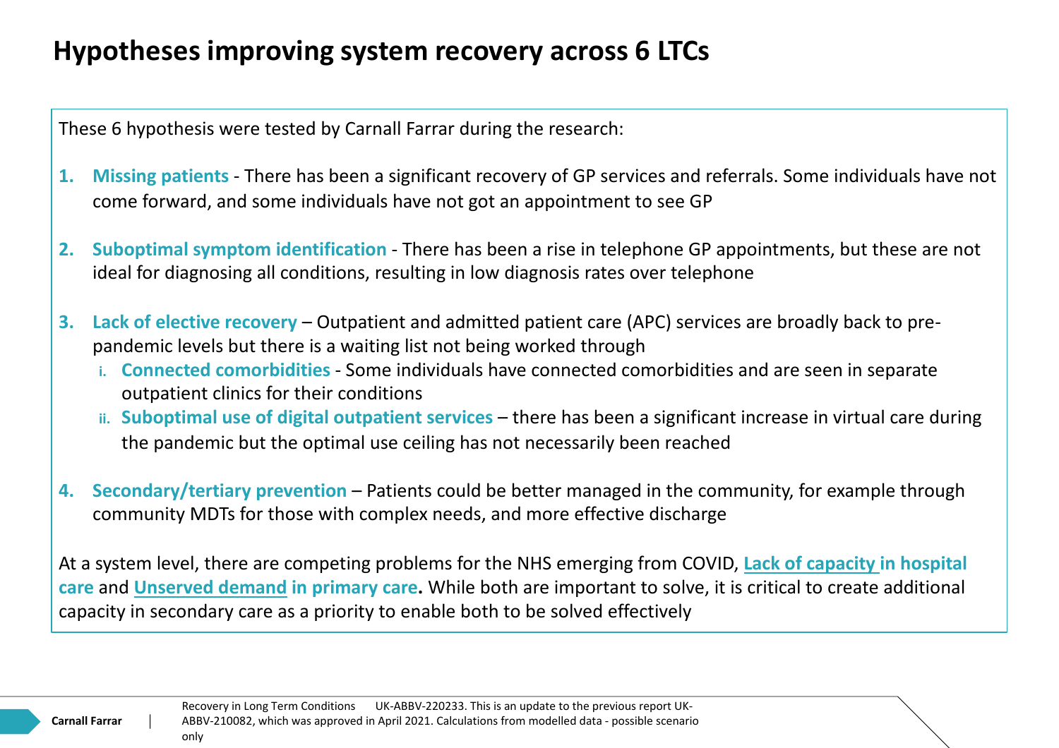# Hypotheses improving system recovery across 6 LTCs

These 6 hypothesis were tested by Carnall Farrar during the research:

1. **Missing patients** - There has been a significant recovery of GP services and referrals. Some individuals have not come forward, and some individuals have not got an appointment to see GP
2. **Suboptimal symptom identification** - There has been a rise in telephone GP appointments, but these are not ideal for diagnosing all conditions, resulting in low diagnosis rates over telephone
3. **Lack of elective recovery** – Outpatient and admitted patient care (APC) services are broadly back to pre-pandemic levels but there is a waiting list not being worked through
   1. **Connected comorbidities** - Some individuals have connected comorbidities and are seen in separate outpatient clinics for their conditions
   2. **Suboptimal use of digital outpatient services** – there has been a significant increase in virtual care during the pandemic but the optimal use ceiling has not necessarily been reached
4. **Secondary/tertiary prevention** – Patients could be better managed in the community, for example through community MDTs for those with complex needs, and more effective discharge

At a system level, there are competing problems for the NHS emerging from COVID, **Lack of capacity in hospital care** and **Unserved demand in primary care.** While both are important to solve, it is critical to create additional capacity in secondary care as a priority to enable both to be solved effectively

Recovery in Long Term Conditions UK-ABBV-220233. This is an update to the previous report UK-ABBV-210082, which was approved in April 2021. Calculations from modelled data - possible scenario only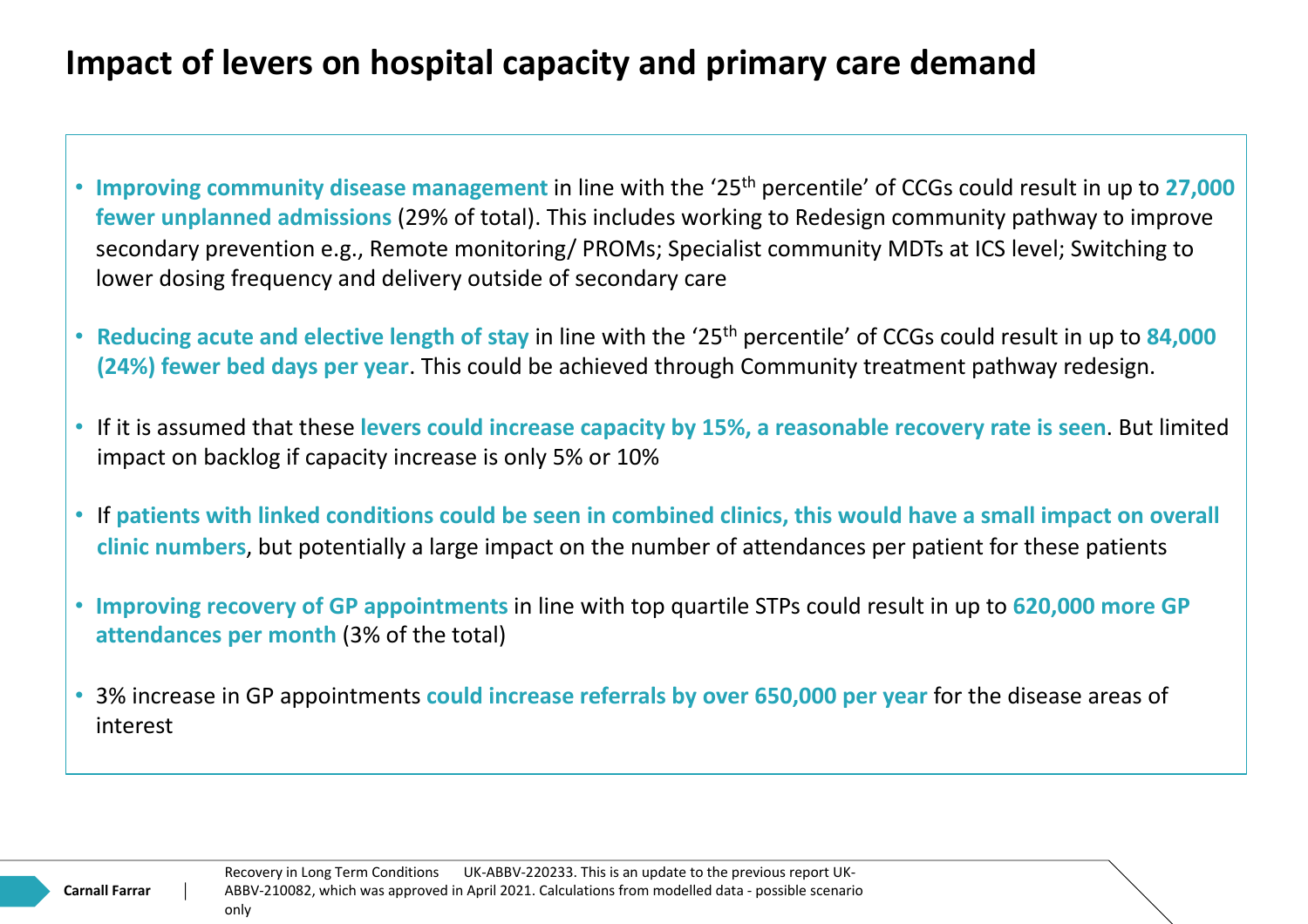# Impact of levers on hospital capacity and primary care demand

- **Improving community disease management** in line with the '25th percentile' of CCGs could result in up to **27,000 fewer unplanned admissions** (29% of total). This includes working to Redesign community pathway to improve secondary prevention e.g., Remote monitoring/ PROMs; Specialist community MDTs at ICS level; Switching to lower dosing frequency and delivery outside of secondary care
- **Reducing acute and elective length of stay** in line with the '25th percentile' of CCGs could result in up to **84,000 (24%) fewer bed days per year**. This could be achieved through Community treatment pathway redesign.
- If it is assumed that these **levers could increase capacity by 15%, a reasonable recovery rate is seen**. But limited impact on backlog if capacity increase is only 5% or 10%
- If **patients with linked conditions could be seen in combined clinics, this would have a small impact on overall clinic numbers**, but potentially a large impact on the number of attendances per patient for these patients
- **Improving recovery of GP appointments** in line with top quartile STPs could result in up to **620,000 more GP attendances per month** (3% of the total)
- 3% increase in GP appointments **could increase referrals by over 650,000 per year** for the disease areas of interest

Recovery in Long Term Conditions UK-ABBV-220233. This is an update to the previous report UK-ABBV-210082, which was approved in April 2021. Calculations from modelled data - possible scenario only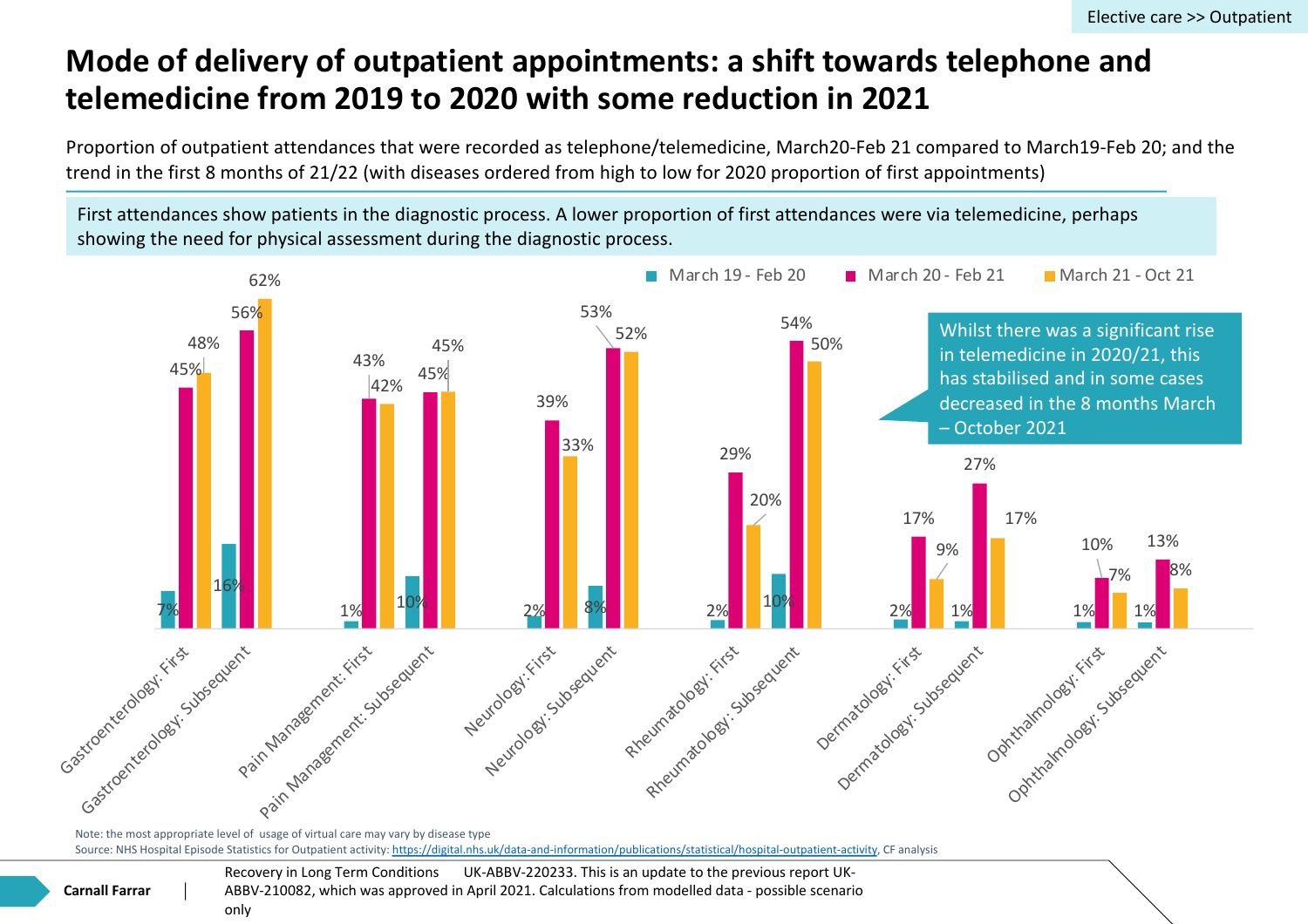Elective care >> Outpatient

# Mode of delivery of outpatient appointments: a shift towards telephone and telemedicine from 2019 to 2020 with some reduction in 2021

Proportion of outpatient attendances that were recorded as telephone/telemedicine, March20-Feb 21 compared to March19-Feb 20; and the trend in the first 8 months of 21/22 (with diseases ordered from high to low for 2020 proportion of first appointments)

First attendances show patients in the diagnostic process. A lower proportion of first attendances were via telemedicine, perhaps showing the need for physical assessment during the diagnostic process.

| | March 19 - Feb 20 | March 20 - Feb 21 | March 21 - Oct 21 |
|---|---|---|---|
| Gastroenterology: First | 7% | 45% | 48% |
| Gastroenterology: Subsequent | 16% | 56% | 62% |
| Pain Management: First | 1% | 43% | 42% |
| Pain Management: Subsequent | 10% | 45% | 45% |
| Neurology: First | 2% | 39% | 33% |
| Neurology: Subsequent | 8% | 53% | 52% |
| Rheumatology: First | 2% | 29% | 20% |
| Rheumatology: Subsequent | 10% | 54% | 50% |
| Dermatology: First | 2% | 17% | 9% |
| Dermatology: Subsequent | 1% | 27% | 17% |
| Ophthalmology: First | 1% | 10% | 7% |
| Ophthalmology: Subsequent | 1% | 13% | 8% |

Whilst there was a significant rise in telemedicine in 2020/21, this has stabilised and in some cases decreased in the 8 months March – October 2021

Note: the most appropriate level of usage of virtual care may vary by disease type

Source: NHS Hospital Episode Statistics for Outpatient activity: https://digital.nhs.uk/data-and-information/publications/statistical/hospital-outpatient-activity, CF analysis

Recovery in Long Term Conditions UK-ABBV-220233. This is an update to the previous report UK-ABBV-210082, which was approved in April 2021. Calculations from modelled data - possible scenario only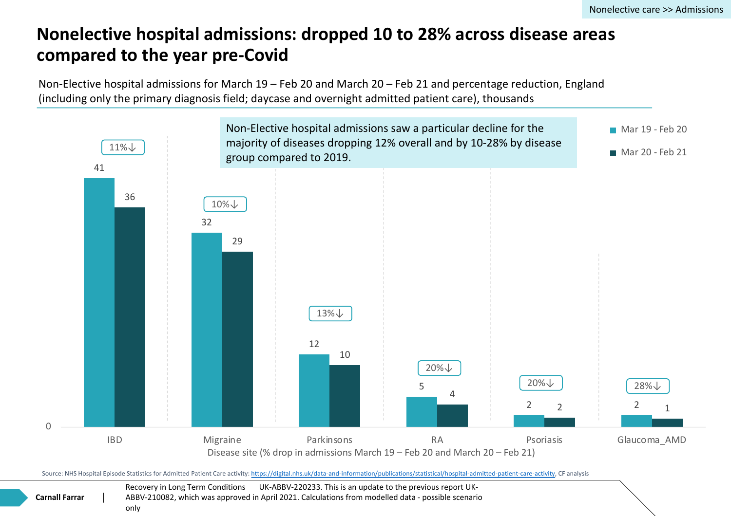# Nonelective hospital admissions: dropped 10 to 28% across disease areas compared to the year pre-Covid

Non-Elective hospital admissions for March 19 – Feb 20 and March 20 – Feb 21 and percentage reduction, England (including only the primary diagnosis field; daycase and overnight admitted patient care), thousands

Non-Elective hospital admissions saw a particular decline for the majority of diseases dropping 12% overall and by 10-28% by disease group compared to 2019.

| Disease site | Mar 19 - Feb 20 | Mar 20 - Feb 21 | % drop |
|---|---|---|---|
| IBD | 41 | 36 | 11%↓ |
| Migraine | 32 | 29 | 10%↓ |
| Parkinsons | 12 | 10 | 13%↓ |
| RA | 5 | 4 | 20%↓ |
| Psoriasis | 2 | 2 | 20%↓ |
| Glaucoma_AMD | 2 | 1 | 28%↓ |

Disease site (% drop in admissions March 19 – Feb 20 and March 20 – Feb 21)

Source: NHS Hospital Episode Statistics for Admitted Patient Care activity: https://digital.nhs.uk/data-and-information/publications/statistical/hospital-admitted-patient-care-activity, CF analysis

Recovery in Long Term Conditions UK-ABBV-220233. This is an update to the previous report UK-ABBV-210082, which was approved in April 2021. Calculations from modelled data - possible scenario only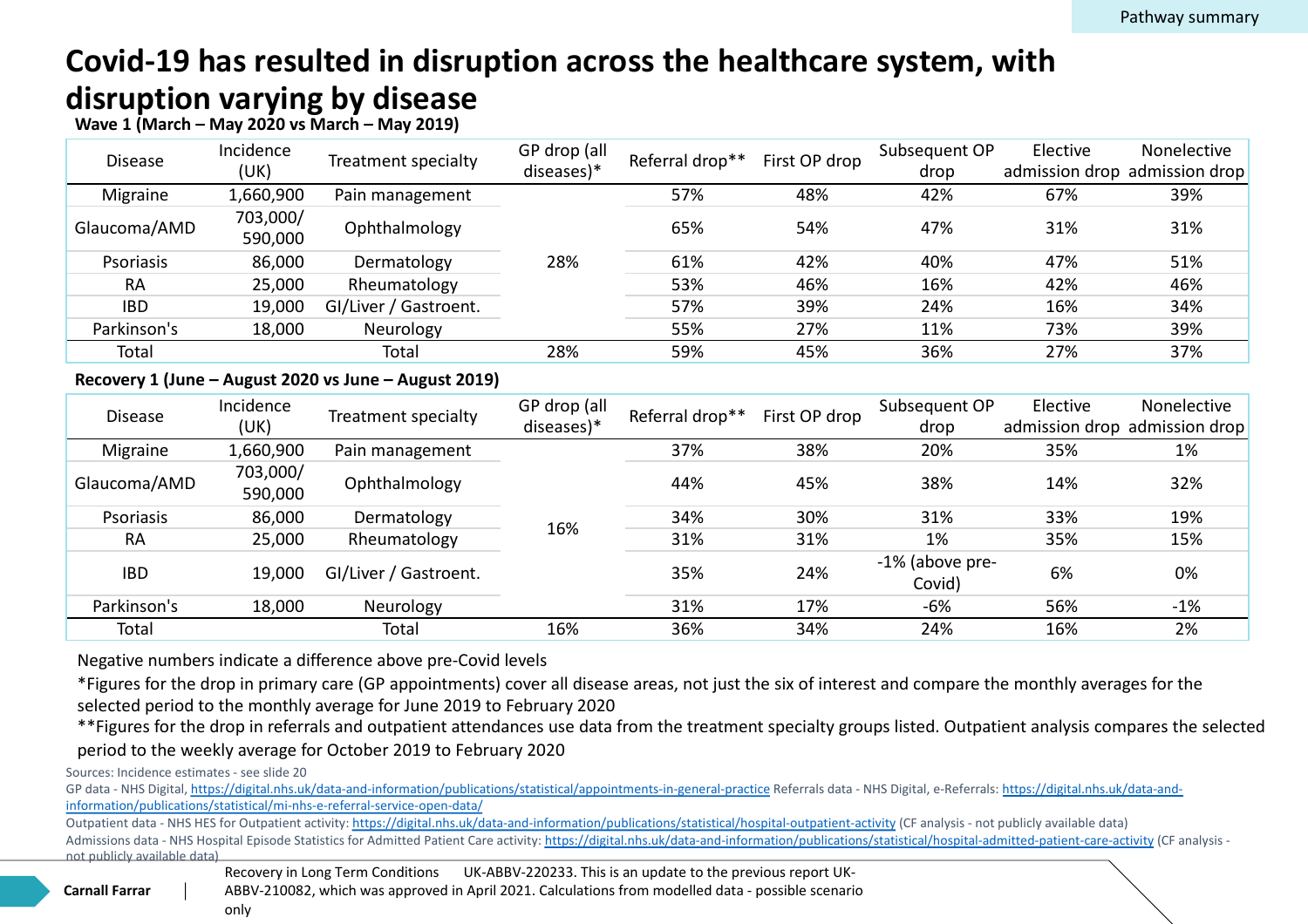Pathway summary

# Covid-19 has resulted in disruption across the healthcare system, with disruption varying by disease

**Wave 1 (March – May 2020 vs March – May 2019)**

| Disease | Incidence (UK) | Treatment specialty | GP drop (all diseases)* | Referral drop** | First OP drop | Subsequent OP drop | Elective admission drop | Nonelective admission drop |
|---|---|---|---|---|---|---|---|---|
| Migraine | 1,660,900 | Pain management | 28% | 57% | 48% | 42% | 67% | 39% |
| Glaucoma/AMD | 703,000/ 590,000 | Ophthalmology | | 65% | 54% | 47% | 31% | 31% |
| Psoriasis | 86,000 | Dermatology | | 61% | 42% | 40% | 47% | 51% |
| RA | 25,000 | Rheumatology | | 53% | 46% | 16% | 42% | 46% |
| IBD | 19,000 | GI/Liver / Gastroent. | | 57% | 39% | 24% | 16% | 34% |
| Parkinson's | 18,000 | Neurology | | 55% | 27% | 11% | 73% | 39% |
| Total | | Total | 28% | 59% | 45% | 36% | 27% | 37% |

**Recovery 1 (June – August 2020 vs June – August 2019)**

| Disease | Incidence (UK) | Treatment specialty | GP drop (all diseases)* | Referral drop** | First OP drop | Subsequent OP drop | Elective admission drop | Nonelective admission drop |
|---|---|---|---|---|---|---|---|---|
| Migraine | 1,660,900 | Pain management | 16% | 37% | 38% | 20% | 35% | 1% |
| Glaucoma/AMD | 703,000/ 590,000 | Ophthalmology | | 44% | 45% | 38% | 14% | 32% |
| Psoriasis | 86,000 | Dermatology | | 34% | 30% | 31% | 33% | 19% |
| RA | 25,000 | Rheumatology | | 31% | 31% | 1% | 35% | 15% |
| IBD | 19,000 | GI/Liver / Gastroent. | | 35% | 24% | -1% (above pre-Covid) | 6% | 0% |
| Parkinson's | 18,000 | Neurology | | 31% | 17% | -6% | 56% | -1% |
| Total | | Total | 16% | 36% | 34% | 24% | 16% | 2% |

Negative numbers indicate a difference above pre-Covid levels

*Figures for the drop in primary care (GP appointments) cover all disease areas, not just the six of interest and compare the monthly averages for the selected period to the monthly average for June 2019 to February 2020

**Figures for the drop in referrals and outpatient attendances use data from the treatment specialty groups listed. Outpatient analysis compares the selected period to the weekly average for October 2019 to February 2020

Sources: Incidence estimates - see slide 20

GP data - NHS Digital, https://digital.nhs.uk/data-and-information/publications/statistical/appointments-in-general-practice Referrals data - NHS Digital, e-Referrals: https://digital.nhs.uk/data-and-information/publications/statistical/mi-nhs-e-referral-service-open-data/

Outpatient data - NHS HES for Outpatient activity: https://digital.nhs.uk/data-and-information/publications/statistical/hospital-outpatient-activity (CF analysis - not publicly available data)

Admissions data - NHS Hospital Episode Statistics for Admitted Patient Care activity: https://digital.nhs.uk/data-and-information/publications/statistical/hospital-admitted-patient-care-activity (CF analysis - not publicly available data)

Carnall Farrar | Recovery in Long Term Conditions UK-ABBV-220233. This is an update to the previous report UK-ABBV-210082, which was approved in April 2021. Calculations from modelled data - possible scenario only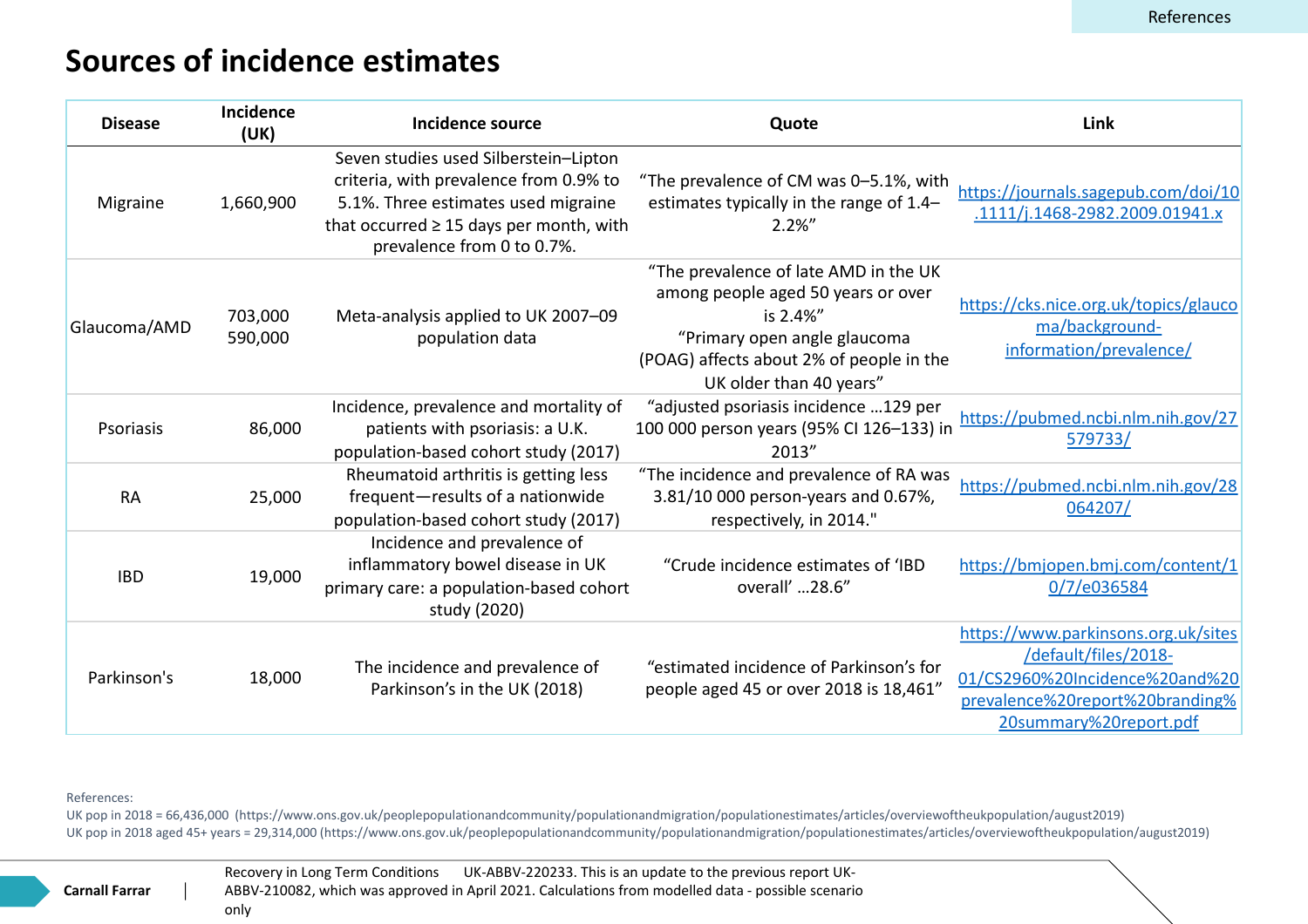# Sources of incidence estimates

| Disease | Incidence (UK) | Incidence source | Quote | Link |
|---|---|---|---|---|
| Migraine | 1,660,900 | Seven studies used Silberstein–Lipton criteria, with prevalence from 0.9% to 5.1%. Three estimates used migraine that occurred ≥ 15 days per month, with prevalence from 0 to 0.7%. | "The prevalence of CM was 0–5.1%, with estimates typically in the range of 1.4–2.2%" | https://journals.sagepub.com/doi/10.1111/j.1468-2982.2009.01941.x |
| Glaucoma/AMD | 703,000<br>590,000 | Meta-analysis applied to UK 2007–09 population data | "The prevalence of late AMD in the UK among people aged 50 years or over is 2.4%"<br>"Primary open angle glaucoma (POAG) affects about 2% of people in the UK older than 40 years" | https://cks.nice.org.uk/topics/glaucoma/background-information/prevalence/ |
| Psoriasis | 86,000 | Incidence, prevalence and mortality of patients with psoriasis: a U.K. population-based cohort study (2017) | "adjusted psoriasis incidence …129 per 100 000 person years (95% CI 126–133) in 2013" | https://pubmed.ncbi.nlm.nih.gov/27579733/ |
| RA | 25,000 | Rheumatoid arthritis is getting less frequent—results of a nationwide population-based cohort study (2017) | "The incidence and prevalence of RA was 3.81/10 000 person-years and 0.67%, respectively, in 2014." | https://pubmed.ncbi.nlm.nih.gov/28064207/ |
| IBD | 19,000 | Incidence and prevalence of inflammatory bowel disease in UK primary care: a population-based cohort study (2020) | "Crude incidence estimates of 'IBD overall' …28.6" | https://bmjopen.bmj.com/content/10/7/e036584 |
| Parkinson's | 18,000 | The incidence and prevalence of Parkinson's in the UK (2018) | "estimated incidence of Parkinson's for people aged 45 or over 2018 is 18,461" | https://www.parkinsons.org.uk/sites/default/files/2018-01/CS2960%20Incidence%20and%20prevalence%20report%20branding%20summary%20report.pdf |

References:
UK pop in 2018 = 66,436,000 (https://www.ons.gov.uk/peoplepopulationandcommunity/populationandmigration/populationestimates/articles/overviewoftheukpopulation/august2019)
UK pop in 2018 aged 45+ years = 29,314,000 (https://www.ons.gov.uk/peoplepopulationandcommunity/populationandmigration/populationestimates/articles/overviewoftheukpopulation/august2019)

Recovery in Long Term Conditions UK-ABBV-220233. This is an update to the previous report UK-ABBV-210082, which was approved in April 2021. Calculations from modelled data - possible scenario only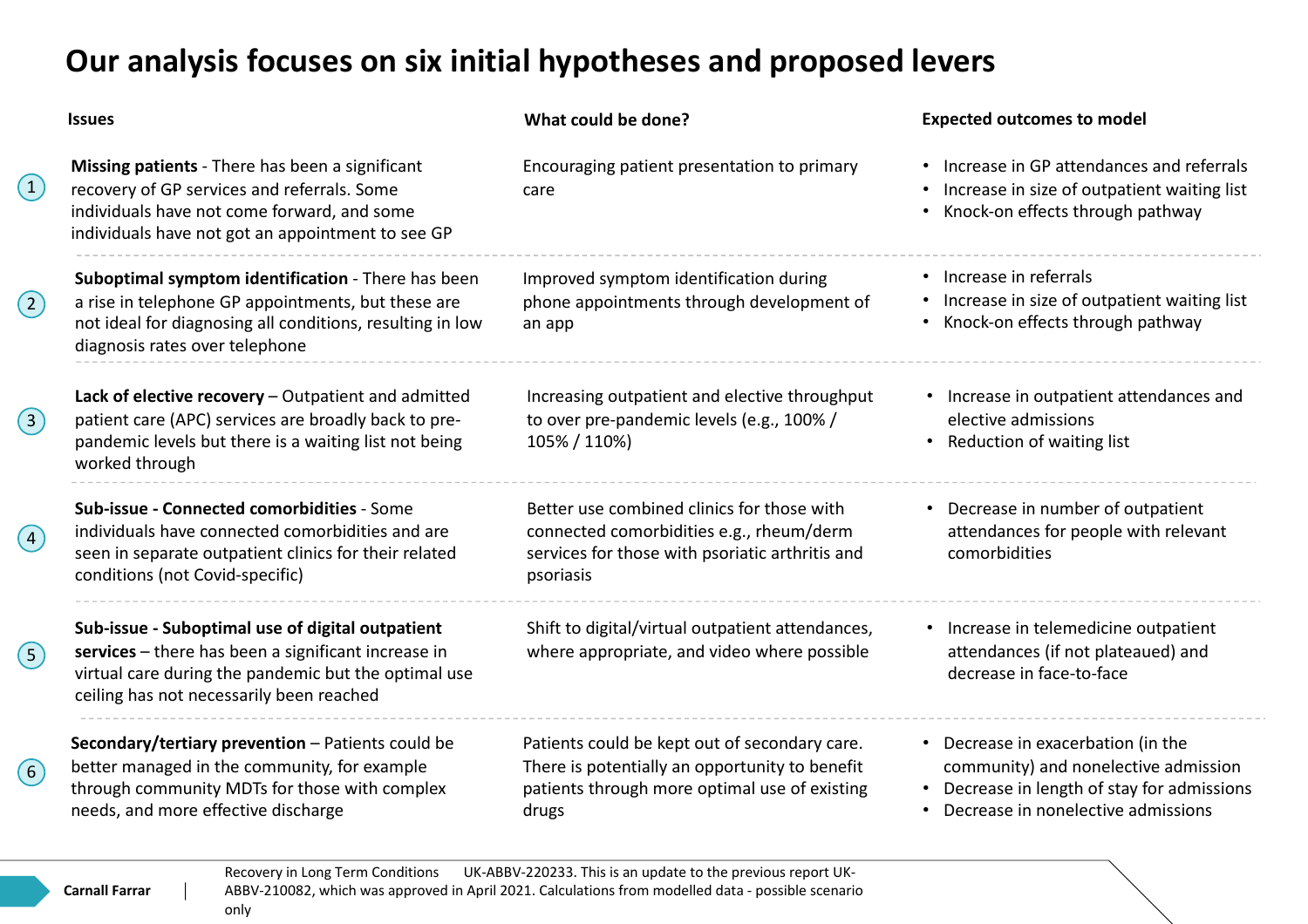# Our analysis focuses on six initial hypotheses and proposed levers

| | Issues | What could be done? | Expected outcomes to model |
|---|---|---|---|
| 1 | **Missing patients** - There has been a significant recovery of GP services and referrals. Some individuals have not come forward, and some individuals have not got an appointment to see GP | Encouraging patient presentation to primary care | • Increase in GP attendances and referrals<br>• Increase in size of outpatient waiting list<br>• Knock-on effects through pathway |
| 2 | **Suboptimal symptom identification** - There has been a rise in telephone GP appointments, but these are not ideal for diagnosing all conditions, resulting in low diagnosis rates over telephone | Improved symptom identification during phone appointments through development of an app | • Increase in referrals<br>• Increase in size of outpatient waiting list<br>• Knock-on effects through pathway |
| 3 | **Lack of elective recovery** – Outpatient and admitted patient care (APC) services are broadly back to pre-pandemic levels but there is a waiting list not being worked through | Increasing outpatient and elective throughput to over pre-pandemic levels (e.g., 100% / 105% / 110%) | • Increase in outpatient attendances and elective admissions<br>• Reduction of waiting list |
| 4 | **Sub-issue - Connected comorbidities** - Some individuals have connected comorbidities and are seen in separate outpatient clinics for their related conditions (not Covid-specific) | Better use combined clinics for those with connected comorbidities e.g., rheum/derm services for those with psoriatic arthritis and psoriasis | • Decrease in number of outpatient attendances for people with relevant comorbidities |
| 5 | **Sub-issue - Suboptimal use of digital outpatient services** – there has been a significant increase in virtual care during the pandemic but the optimal use ceiling has not necessarily been reached | Shift to digital/virtual outpatient attendances, where appropriate, and video where possible | • Increase in telemedicine outpatient attendances (if not plateaued) and decrease in face-to-face |
| 6 | **Secondary/tertiary prevention** – Patients could be better managed in the community, for example through community MDTs for those with complex needs, and more effective discharge | Patients could be kept out of secondary care. There is potentially an opportunity to benefit patients through more optimal use of existing drugs | • Decrease in exacerbation (in the community) and nonelective admission<br>• Decrease in length of stay for admissions<br>• Decrease in nonelective admissions |

Recovery in Long Term Conditions UK-ABBV-220233. This is an update to the previous report UK-ABBV-210082, which was approved in April 2021. Calculations from modelled data - possible scenario only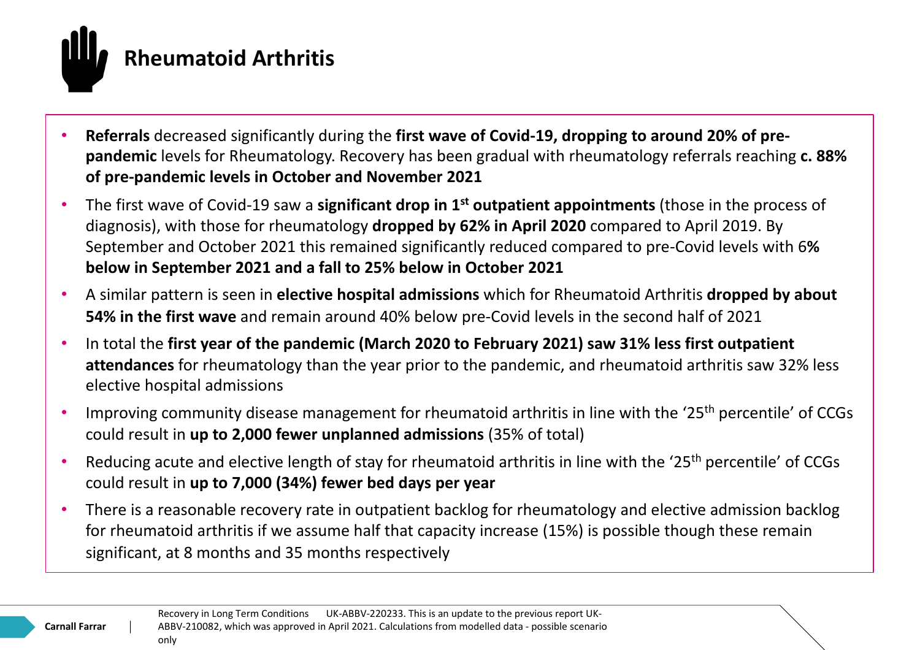# Rheumatoid Arthritis

- **Referrals** decreased significantly during the **first wave of Covid-19, dropping to around 20% of pre-pandemic** levels for Rheumatology. Recovery has been gradual with rheumatology referrals reaching **c. 88% of pre-pandemic levels in October and November 2021**
- The first wave of Covid-19 saw a **significant drop in 1st outpatient appointments** (those in the process of diagnosis), with those for rheumatology **dropped by 62% in April 2020** compared to April 2019. By September and October 2021 this remained significantly reduced compared to pre-Covid levels with 6**% below in September 2021 and a fall to 25% below in October 2021**
- A similar pattern is seen in **elective hospital admissions** which for Rheumatoid Arthritis **dropped by about 54% in the first wave** and remain around 40% below pre-Covid levels in the second half of 2021
- In total the **first year of the pandemic (March 2020 to February 2021) saw 31% less first outpatient attendances** for rheumatology than the year prior to the pandemic, and rheumatoid arthritis saw 32% less elective hospital admissions
- Improving community disease management for rheumatoid arthritis in line with the '25th percentile' of CCGs could result in **up to 2,000 fewer unplanned admissions** (35% of total)
- Reducing acute and elective length of stay for rheumatoid arthritis in line with the '25th percentile' of CCGs could result in **up to 7,000 (34%) fewer bed days per year**
- There is a reasonable recovery rate in outpatient backlog for rheumatology and elective admission backlog for rheumatoid arthritis if we assume half that capacity increase (15%) is possible though these remain significant, at 8 months and 35 months respectively

Recovery in Long Term Conditions UK-ABBV-220233. This is an update to the previous report UK-ABBV-210082, which was approved in April 2021. Calculations from modelled data - possible scenario only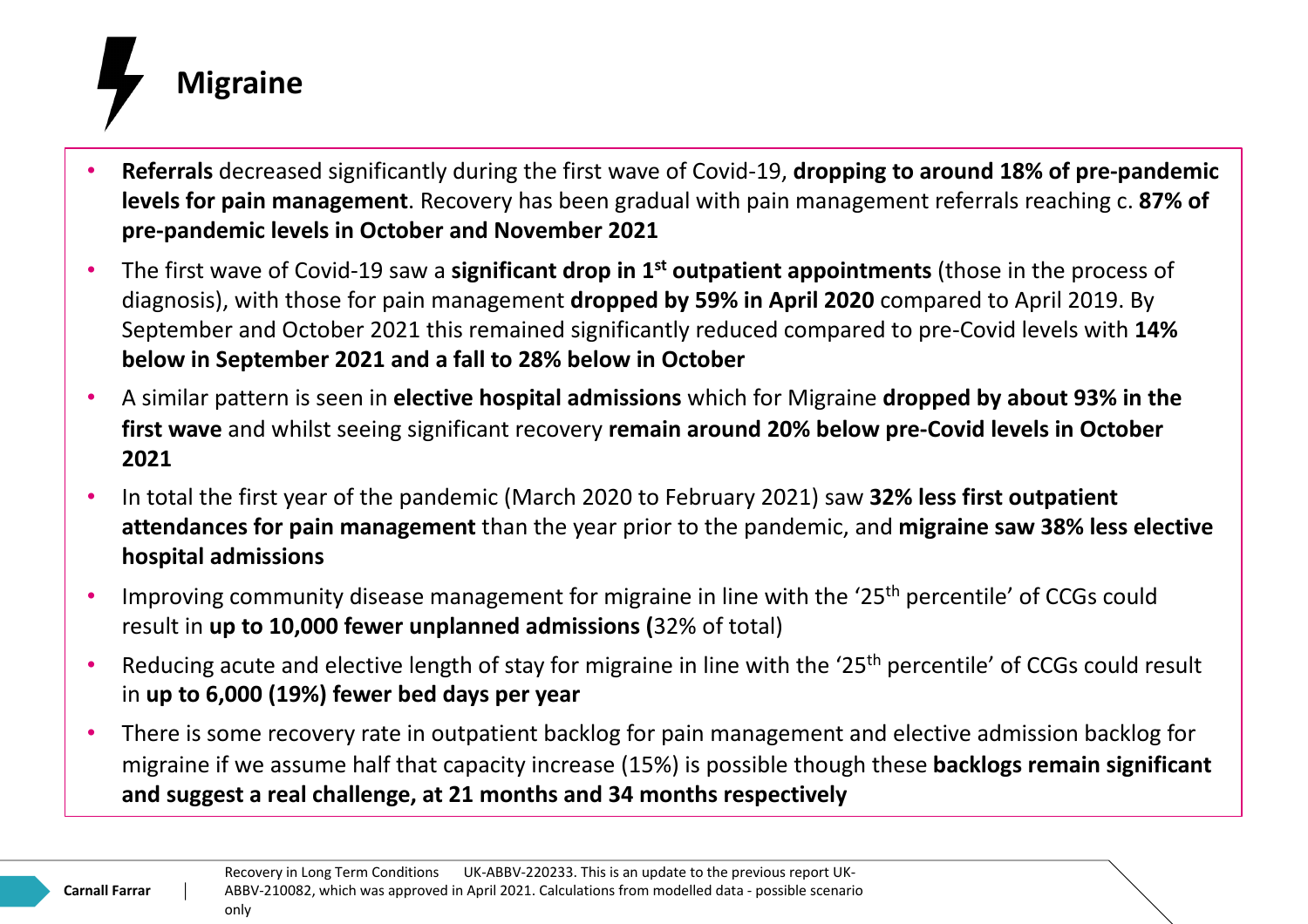# Migraine

- **Referrals** decreased significantly during the first wave of Covid-19, **dropping to around 18% of pre-pandemic levels for pain management**. Recovery has been gradual with pain management referrals reaching c. **87% of pre-pandemic levels in October and November 2021**
- The first wave of Covid-19 saw a **significant drop in 1st outpatient appointments** (those in the process of diagnosis), with those for pain management **dropped by 59% in April 2020** compared to April 2019. By September and October 2021 this remained significantly reduced compared to pre-Covid levels with **14% below in September 2021 and a fall to 28% below in October**
- A similar pattern is seen in **elective hospital admissions** which for Migraine **dropped by about 93% in the first wave** and whilst seeing significant recovery **remain around 20% below pre-Covid levels in October 2021**
- In total the first year of the pandemic (March 2020 to February 2021) saw **32% less first outpatient attendances for pain management** than the year prior to the pandemic, and **migraine saw 38% less elective hospital admissions**
- Improving community disease management for migraine in line with the '25th percentile' of CCGs could result in **up to 10,000 fewer unplanned admissions (**32% of total)
- Reducing acute and elective length of stay for migraine in line with the '25th percentile' of CCGs could result in **up to 6,000 (19%) fewer bed days per year**
- There is some recovery rate in outpatient backlog for pain management and elective admission backlog for migraine if we assume half that capacity increase (15%) is possible though these **backlogs remain significant and suggest a real challenge, at 21 months and 34 months respectively**

Recovery in Long Term Conditions UK-ABBV-220233. This is an update to the previous report UK-ABBV-210082, which was approved in April 2021. Calculations from modelled data - possible scenario only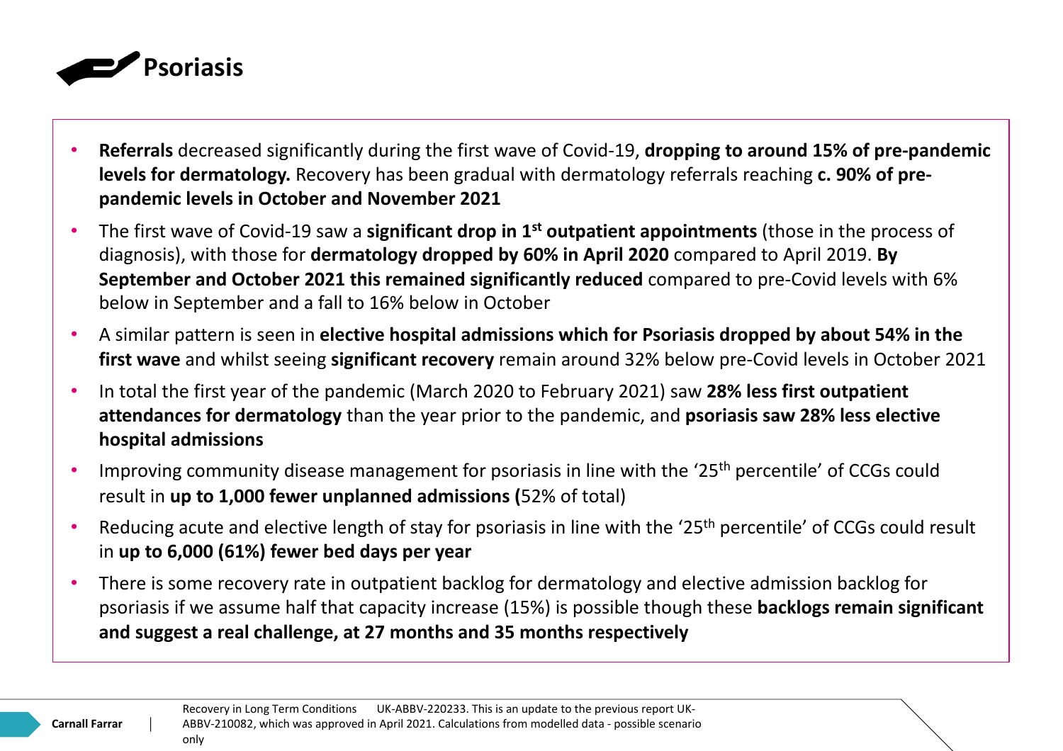# Psoriasis

- **Referrals** decreased significantly during the first wave of Covid-19, **dropping to around 15% of pre-pandemic levels for dermatology.** Recovery has been gradual with dermatology referrals reaching **c. 90% of pre-pandemic levels in October and November 2021**
- The first wave of Covid-19 saw a **significant drop in 1st outpatient appointments** (those in the process of diagnosis), with those for **dermatology dropped by 60% in April 2020** compared to April 2019. **By September and October 2021 this remained significantly reduced** compared to pre-Covid levels with 6% below in September and a fall to 16% below in October
- A similar pattern is seen in **elective hospital admissions which for Psoriasis dropped by about 54% in the first wave** and whilst seeing **significant recovery** remain around 32% below pre-Covid levels in October 2021
- In total the first year of the pandemic (March 2020 to February 2021) saw **28% less first outpatient attendances for dermatology** than the year prior to the pandemic, and **psoriasis saw 28% less elective hospital admissions**
- Improving community disease management for psoriasis in line with the '25th percentile' of CCGs could result in **up to 1,000 fewer unplanned admissions (**52% of total)
- Reducing acute and elective length of stay for psoriasis in line with the '25th percentile' of CCGs could result in **up to 6,000 (61%) fewer bed days per year**
- There is some recovery rate in outpatient backlog for dermatology and elective admission backlog for psoriasis if we assume half that capacity increase (15%) is possible though these **backlogs remain significant and suggest a real challenge, at 27 months and 35 months respectively**

Recovery in Long Term Conditions UK-ABBV-220233. This is an update to the previous report UK-ABBV-210082, which was approved in April 2021. Calculations from modelled data - possible scenario only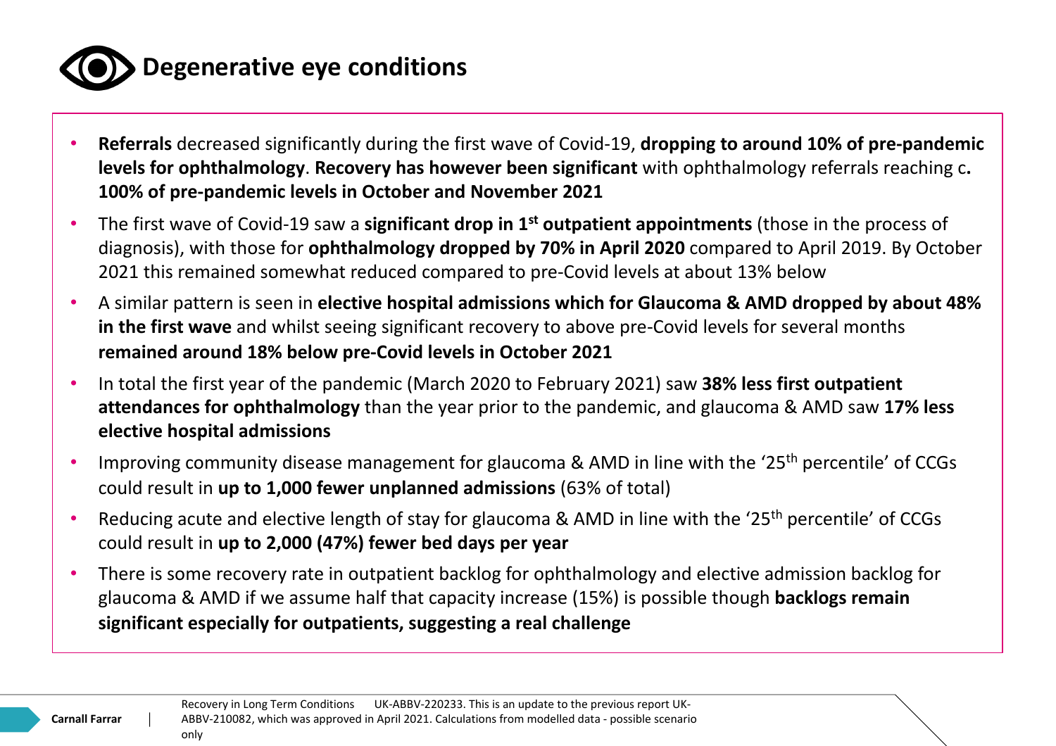# Degenerative eye conditions

- **Referrals** decreased significantly during the first wave of Covid-19, **dropping to around 10% of pre-pandemic levels for ophthalmology**. **Recovery has however been significant** with ophthalmology referrals reaching c**. 100% of pre-pandemic levels in October and November 2021**
- The first wave of Covid-19 saw a **significant drop in 1st outpatient appointments** (those in the process of diagnosis), with those for **ophthalmology dropped by 70% in April 2020** compared to April 2019. By October 2021 this remained somewhat reduced compared to pre-Covid levels at about 13% below
- A similar pattern is seen in **elective hospital admissions which for Glaucoma & AMD dropped by about 48% in the first wave** and whilst seeing significant recovery to above pre-Covid levels for several months **remained around 18% below pre-Covid levels in October 2021**
- In total the first year of the pandemic (March 2020 to February 2021) saw **38% less first outpatient attendances for ophthalmology** than the year prior to the pandemic, and glaucoma & AMD saw **17% less elective hospital admissions**
- Improving community disease management for glaucoma & AMD in line with the '25th percentile' of CCGs could result in **up to 1,000 fewer unplanned admissions** (63% of total)
- Reducing acute and elective length of stay for glaucoma & AMD in line with the '25th percentile' of CCGs could result in **up to 2,000 (47%) fewer bed days per year**
- There is some recovery rate in outpatient backlog for ophthalmology and elective admission backlog for glaucoma & AMD if we assume half that capacity increase (15%) is possible though **backlogs remain significant especially for outpatients, suggesting a real challenge**

Recovery in Long Term Conditions UK-ABBV-220233. This is an update to the previous report UK-ABBV-210082, which was approved in April 2021. Calculations from modelled data - possible scenario only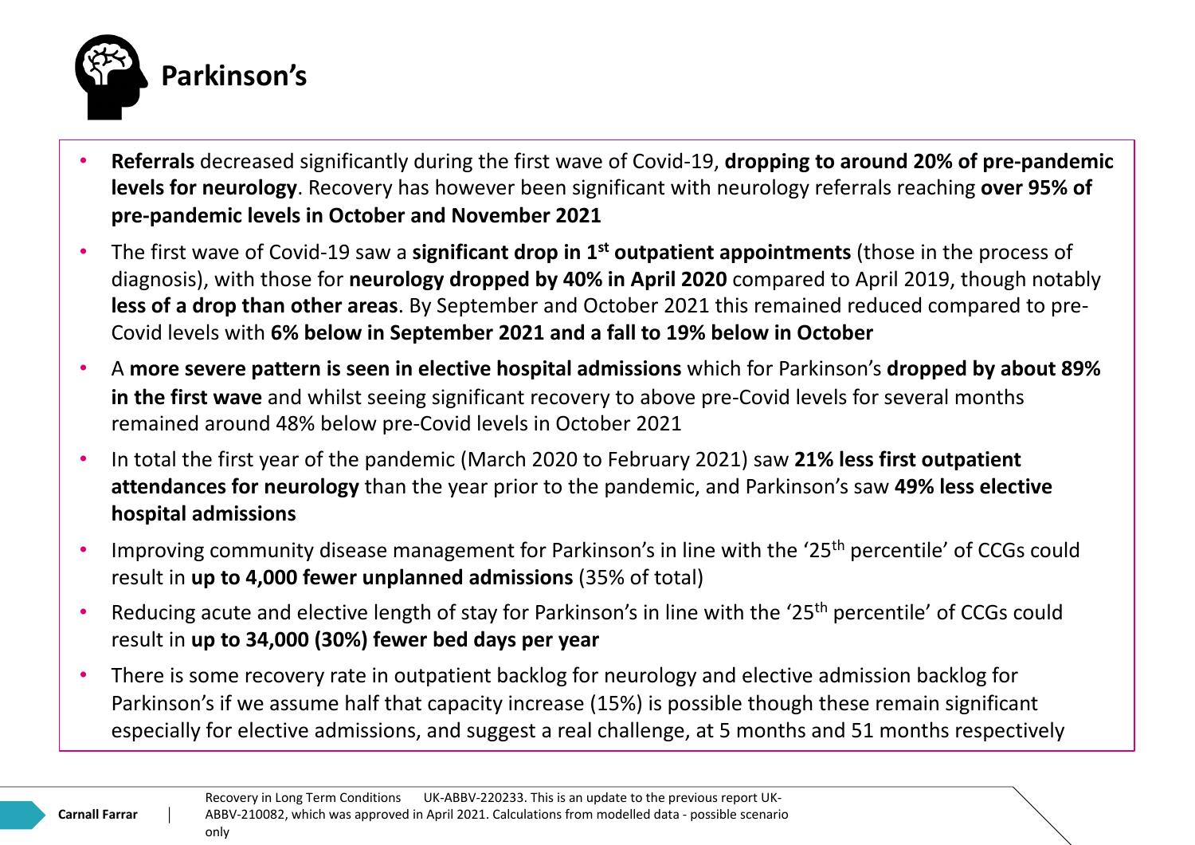# Parkinson's

- **Referrals** decreased significantly during the first wave of Covid-19, **dropping to around 20% of pre-pandemic levels for neurology**. Recovery has however been significant with neurology referrals reaching **over 95% of pre-pandemic levels in October and November 2021**
- The first wave of Covid-19 saw a **significant drop in 1st outpatient appointments** (those in the process of diagnosis), with those for **neurology dropped by 40% in April 2020** compared to April 2019, though notably **less of a drop than other areas**. By September and October 2021 this remained reduced compared to pre-Covid levels with **6% below in September 2021 and a fall to 19% below in October**
- A **more severe pattern is seen in elective hospital admissions** which for Parkinson's **dropped by about 89% in the first wave** and whilst seeing significant recovery to above pre-Covid levels for several months remained around 48% below pre-Covid levels in October 2021
- In total the first year of the pandemic (March 2020 to February 2021) saw **21% less first outpatient attendances for neurology** than the year prior to the pandemic, and Parkinson's saw **49% less elective hospital admissions**
- Improving community disease management for Parkinson's in line with the '25th percentile' of CCGs could result in **up to 4,000 fewer unplanned admissions** (35% of total)
- Reducing acute and elective length of stay for Parkinson's in line with the '25th percentile' of CCGs could result in **up to 34,000 (30%) fewer bed days per year**
- There is some recovery rate in outpatient backlog for neurology and elective admission backlog for Parkinson's if we assume half that capacity increase (15%) is possible though these remain significant especially for elective admissions, and suggest a real challenge, at 5 months and 51 months respectively

Carnall Farrar | Recovery in Long Term Conditions UK-ABBV-220233. This is an update to the previous report UK-ABBV-210082, which was approved in April 2021. Calculations from modelled data - possible scenario only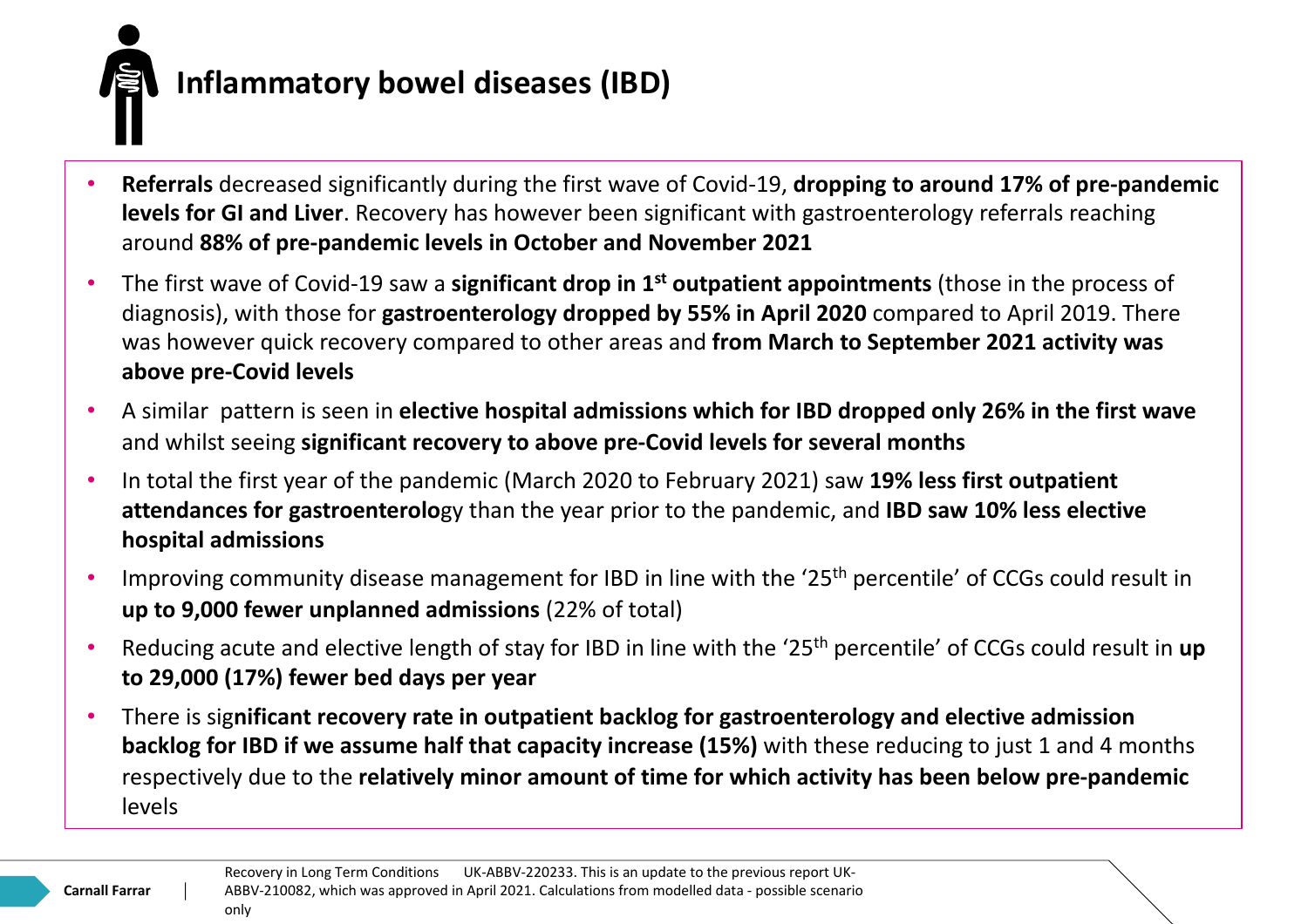# Inflammatory bowel diseases (IBD)

- **Referrals** decreased significantly during the first wave of Covid-19, **dropping to around 17% of pre-pandemic levels for GI and Liver**. Recovery has however been significant with gastroenterology referrals reaching around **88% of pre-pandemic levels in October and November 2021**
- The first wave of Covid-19 saw a **significant drop in 1st outpatient appointments** (those in the process of diagnosis), with those for **gastroenterology dropped by 55% in April 2020** compared to April 2019. There was however quick recovery compared to other areas and **from March to September 2021 activity was above pre-Covid levels**
- A similar pattern is seen in **elective hospital admissions which for IBD dropped only 26% in the first wave** and whilst seeing **significant recovery to above pre-Covid levels for several months**
- In total the first year of the pandemic (March 2020 to February 2021) saw **19% less first outpatient attendances for gastroenterolo**gy than the year prior to the pandemic, and **IBD saw 10% less elective hospital admissions**
- Improving community disease management for IBD in line with the '25th percentile' of CCGs could result in **up to 9,000 fewer unplanned admissions** (22% of total)
- Reducing acute and elective length of stay for IBD in line with the '25th percentile' of CCGs could result in **up to 29,000 (17%) fewer bed days per year**
- There is sig**nificant recovery rate in outpatient backlog for gastroenterology and elective admission backlog for IBD if we assume half that capacity increase (15%)** with these reducing to just 1 and 4 months respectively due to the **relatively minor amount of time for which activity has been below pre-pandemic** levels

Recovery in Long Term Conditions UK-ABBV-220233. This is an update to the previous report UK-ABBV-210082, which was approved in April 2021. Calculations from modelled data - possible scenario only